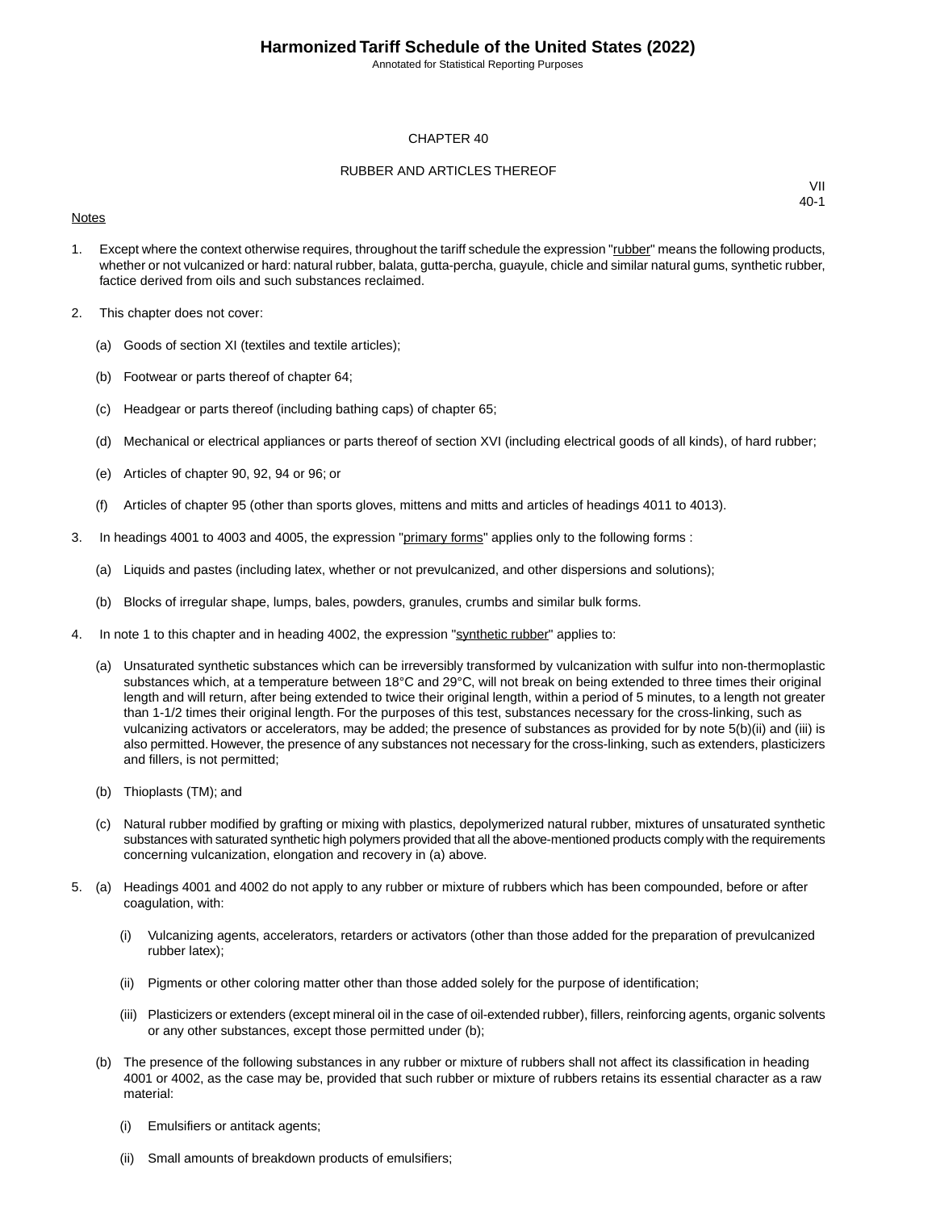# CHAPTER 40

## RUBBER AND ARTICLES THEREOF

VII
40-1

Notes

1. Except where the context otherwise requires, throughout the tariff schedule the expression "rubber" means the following products, whether or not vulcanized or hard: natural rubber, balata, gutta-percha, guayule, chicle and similar natural gums, synthetic rubber, factice derived from oils and such substances reclaimed.

2. This chapter does not cover:

   (a) Goods of section XI (textiles and textile articles);

   (b) Footwear or parts thereof of chapter 64;

   (c) Headgear or parts thereof (including bathing caps) of chapter 65;

   (d) Mechanical or electrical appliances or parts thereof of section XVI (including electrical goods of all kinds), of hard rubber;

   (e) Articles of chapter 90, 92, 94 or 96; or

   (f) Articles of chapter 95 (other than sports gloves, mittens and mitts and articles of headings 4011 to 4013).

3. In headings 4001 to 4003 and 4005, the expression "primary forms" applies only to the following forms :

   (a) Liquids and pastes (including latex, whether or not prevulcanized, and other dispersions and solutions);

   (b) Blocks of irregular shape, lumps, bales, powders, granules, crumbs and similar bulk forms.

4. In note 1 to this chapter and in heading 4002, the expression "synthetic rubber" applies to:

   (a) Unsaturated synthetic substances which can be irreversibly transformed by vulcanization with sulfur into non-thermoplastic substances which, at a temperature between 18°C and 29°C, will not break on being extended to three times their original length and will return, after being extended to twice their original length, within a period of 5 minutes, to a length not greater than 1-1/2 times their original length. For the purposes of this test, substances necessary for the cross-linking, such as vulcanizing activators or accelerators, may be added; the presence of substances as provided for by note 5(b)(ii) and (iii) is also permitted. However, the presence of any substances not necessary for the cross-linking, such as extenders, plasticizers and fillers, is not permitted;

   (b) Thioplasts (TM); and

   (c) Natural rubber modified by grafting or mixing with plastics, depolymerized natural rubber, mixtures of unsaturated synthetic substances with saturated synthetic high polymers provided that all the above-mentioned products comply with the requirements concerning vulcanization, elongation and recovery in (a) above.

5. (a) Headings 4001 and 4002 do not apply to any rubber or mixture of rubbers which has been compounded, before or after coagulation, with:

      (i) Vulcanizing agents, accelerators, retarders or activators (other than those added for the preparation of prevulcanized rubber latex);

      (ii) Pigments or other coloring matter other than those added solely for the purpose of identification;

      (iii) Plasticizers or extenders (except mineral oil in the case of oil-extended rubber), fillers, reinforcing agents, organic solvents or any other substances, except those permitted under (b);

   (b) The presence of the following substances in any rubber or mixture of rubbers shall not affect its classification in heading 4001 or 4002, as the case may be, provided that such rubber or mixture of rubbers retains its essential character as a raw material:

      (i) Emulsifiers or antitack agents;

      (ii) Small amounts of breakdown products of emulsifiers;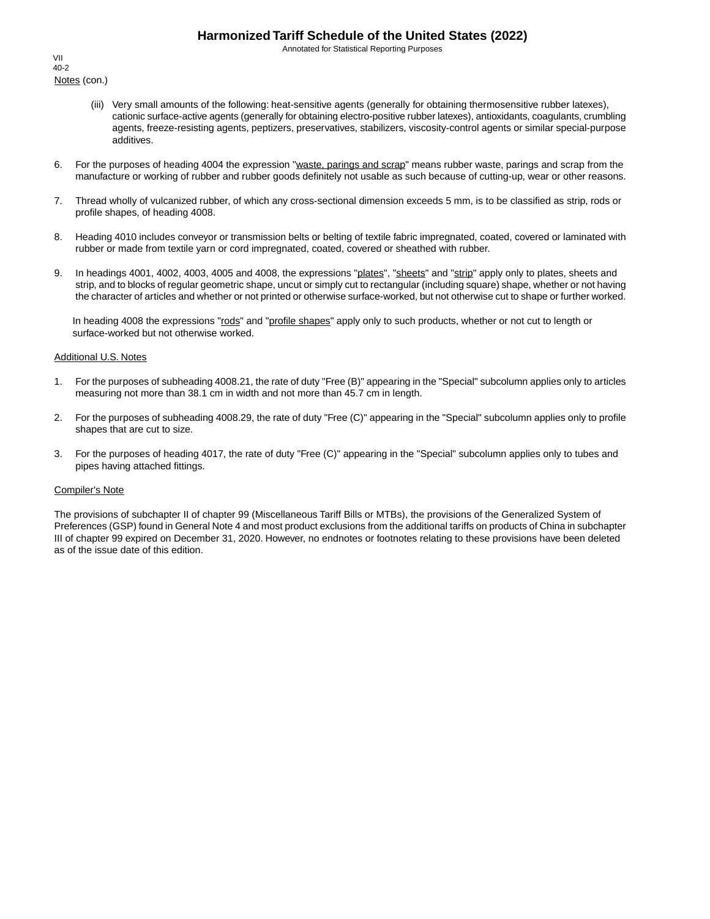Notes (con.)

(iii) Very small amounts of the following: heat-sensitive agents (generally for obtaining thermosensitive rubber latexes), cationic surface-active agents (generally for obtaining electro-positive rubber latexes), antioxidants, coagulants, crumbling agents, freeze-resisting agents, peptizers, preservatives, stabilizers, viscosity-control agents or similar special-purpose additives.

6. For the purposes of heading 4004 the expression "waste, parings and scrap" means rubber waste, parings and scrap from the manufacture or working of rubber and rubber goods definitely not usable as such because of cutting-up, wear or other reasons.

7. Thread wholly of vulcanized rubber, of which any cross-sectional dimension exceeds 5 mm, is to be classified as strip, rods or profile shapes, of heading 4008.

8. Heading 4010 includes conveyor or transmission belts or belting of textile fabric impregnated, coated, covered or laminated with rubber or made from textile yarn or cord impregnated, coated, covered or sheathed with rubber.

9. In headings 4001, 4002, 4003, 4005 and 4008, the expressions "plates", "sheets" and "strip" apply only to plates, sheets and strip, and to blocks of regular geometric shape, uncut or simply cut to rectangular (including square) shape, whether or not having the character of articles and whether or not printed or otherwise surface-worked, but not otherwise cut to shape or further worked.

   In heading 4008 the expressions "rods" and "profile shapes" apply only to such products, whether or not cut to length or surface-worked but not otherwise worked.

Additional U.S. Notes

1. For the purposes of subheading 4008.21, the rate of duty "Free (B)" appearing in the "Special" subcolumn applies only to articles measuring not more than 38.1 cm in width and not more than 45.7 cm in length.

2. For the purposes of subheading 4008.29, the rate of duty "Free (C)" appearing in the "Special" subcolumn applies only to profile shapes that are cut to size.

3. For the purposes of heading 4017, the rate of duty "Free (C)" appearing in the "Special" subcolumn applies only to tubes and pipes having attached fittings.

Compiler's Note

The provisions of subchapter II of chapter 99 (Miscellaneous Tariff Bills or MTBs), the provisions of the Generalized System of Preferences (GSP) found in General Note 4 and most product exclusions from the additional tariffs on products of China in subchapter III of chapter 99 expired on December 31, 2020. However, no endnotes or footnotes relating to these provisions have been deleted as of the issue date of this edition.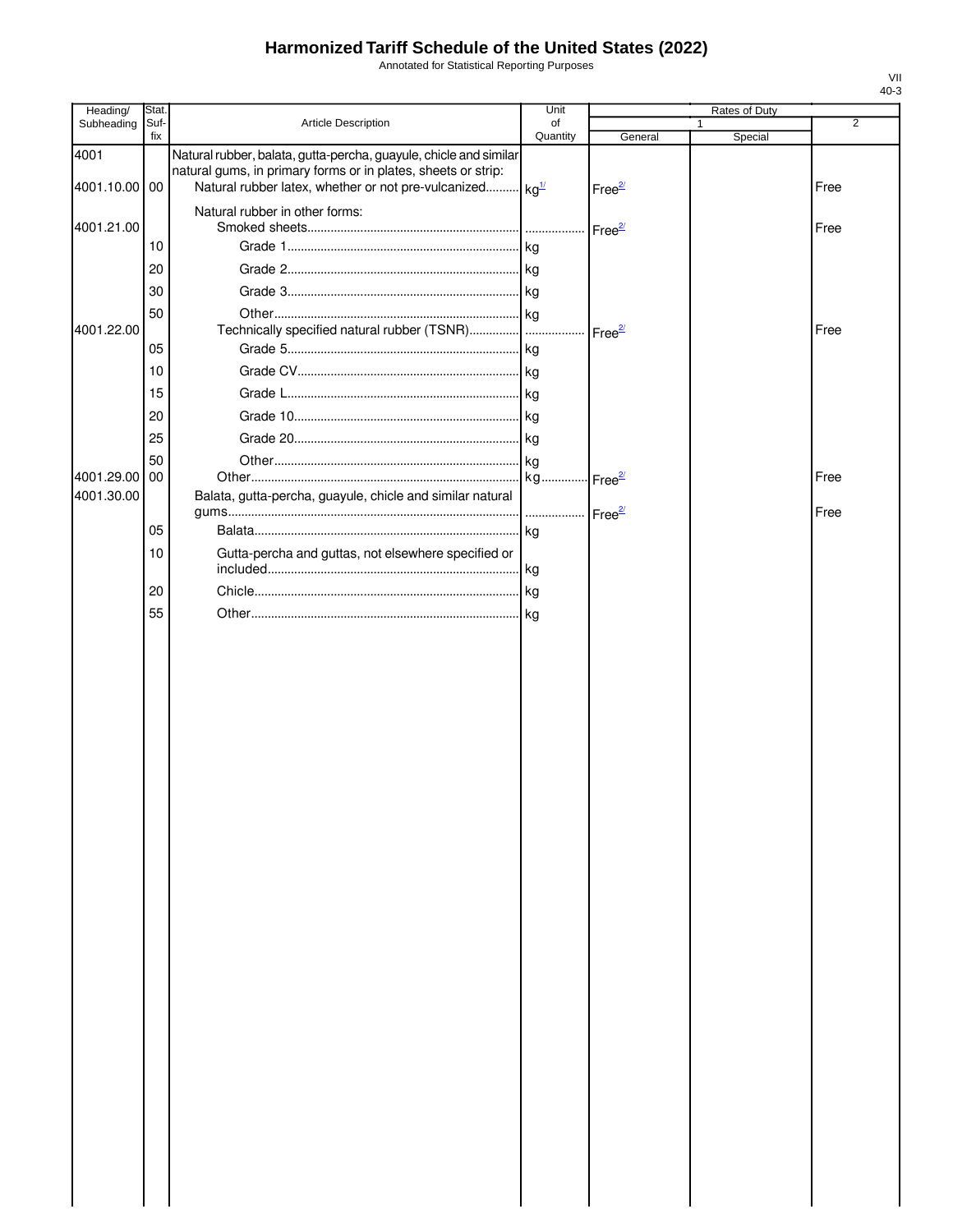# Harmonized Tariff Schedule of the United States (2022)

Annotated for Statistical Reporting Purposes

| Heading/ Subheading | Stat. Suf- fix | Article Description | Unit of Quantity | Rates of Duty 1 General | Special | 2 |
|---|---|---|---|---|---|---|
| 4001 | | Natural rubber, balata, gutta-percha, guayule, chicle and similar natural gums, in primary forms or in plates, sheets or strip: | | | | |
| 4001.10.00 | 00 | Natural rubber latex, whether or not pre-vulcanized | kg[1/] | Free[2/] | | Free |
| | | Natural rubber in other forms: | | | | |
| 4001.21.00 | | Smoked sheets | | Free[2/] | | Free |
| | 10 | Grade 1 | kg | | | |
| | 20 | Grade 2 | kg | | | |
| | 30 | Grade 3 | kg | | | |
| | 50 | Other | kg | | | |
| 4001.22.00 | | Technically specified natural rubber (TSNR) | | Free[2/] | | Free |
| | 05 | Grade 5 | kg | | | |
| | 10 | Grade CV | kg | | | |
| | 15 | Grade L | kg | | | |
| | 20 | Grade 10 | kg | | | |
| | 25 | Grade 20 | kg | | | |
| | 50 | Other | kg | | | |
| 4001.29.00 | 00 | Other | kg | Free[2/] | | Free |
| 4001.30.00 | | Balata, gutta-percha, guayule, chicle and similar natural gums | | Free[2/] | | Free |
| | 05 | Balata | kg | | | |
| | 10 | Gutta-percha and guttas, not elsewhere specified or included | kg | | | |
| | 20 | Chicle | kg | | | |
| | 55 | Other | kg | | | |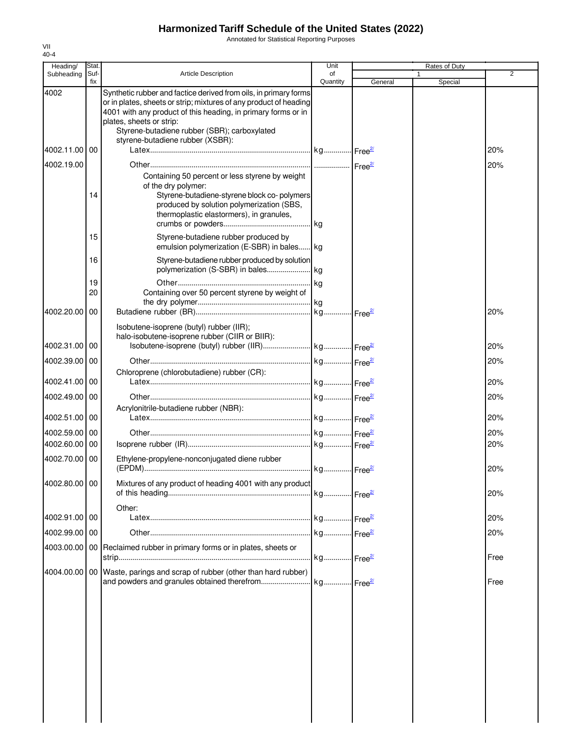# Harmonized Tariff Schedule of the United States (2022)

Annotated for Statistical Reporting Purposes

VII
40-4

| Heading/ Subheading | Stat. Suf- fix | Article Description | Unit of Quantity | Rates of Duty 1 General | Special | 2 |
|---|---|---|---|---|---|---|
| 4002 | | Synthetic rubber and factice derived from oils, in primary forms or in plates, sheets or strip; mixtures of any product of heading 4001 with any product of this heading, in primary forms or in plates, sheets or strip: | | | | |
| | | Styrene-butadiene rubber (SBR); carboxylated styrene-butadiene rubber (XSBR): | | | | |
| 4002.11.00 | 00 | Latex | kg | Free[2/] | | 20% |
| 4002.19.00 | | Other | | Free[2/] | | 20% |
| | | Containing 50 percent or less styrene by weight of the dry polymer: | | | | |
| | 14 | Styrene-butadiene-styrene block co- polymers produced by solution polymerization (SBS, thermoplastic elastormers), in granules, crumbs or powders | kg | | | |
| | 15 | Styrene-butadiene rubber produced by emulsion polymerization (E-SBR) in bales | kg | | | |
| | 16 | Styrene-butadiene rubber produced by solution polymerization (S-SBR) in bales | kg | | | |
| | 19 | Other | kg | | | |
| | 20 | Containing over 50 percent styrene by weight of the dry polymer | kg | | | |
| 4002.20.00 | 00 | Butadiene rubber (BR) | kg | Free[2/] | | 20% |
| | | Isobutene-isoprene (butyl) rubber (IIR); halo-isobutene-isoprene rubber (CIIR or BIIR): | | | | |
| 4002.31.00 | 00 | Isobutene-isoprene (butyl) rubber (IIR) | kg | Free[2/] | | 20% |
| 4002.39.00 | 00 | Other | kg | Free[2/] | | 20% |
| | | Chloroprene (chlorobutadiene) rubber (CR): | | | | |
| 4002.41.00 | 00 | Latex | kg | Free[2/] | | 20% |
| 4002.49.00 | 00 | Other | kg | Free[2/] | | 20% |
| | | Acrylonitrile-butadiene rubber (NBR): | | | | |
| 4002.51.00 | 00 | Latex | kg | Free[2/] | | 20% |
| 4002.59.00 | 00 | Other | kg | Free[2/] | | 20% |
| 4002.60.00 | 00 | Isoprene rubber (IR) | kg | Free[2/] | | 20% |
| 4002.70.00 | 00 | Ethylene-propylene-nonconjugated diene rubber (EPDM) | kg | Free[2/] | | 20% |
| 4002.80.00 | 00 | Mixtures of any product of heading 4001 with any product of this heading | kg | Free[2/] | | 20% |
| | | Other: | | | | |
| 4002.91.00 | 00 | Latex | kg | Free[2/] | | 20% |
| 4002.99.00 | 00 | Other | kg | Free[2/] | | 20% |
| 4003.00.00 | 00 | Reclaimed rubber in primary forms or in plates, sheets or strip | kg | Free[2/] | | Free |
| 4004.00.00 | 00 | Waste, parings and scrap of rubber (other than hard rubber) and powders and granules obtained therefrom | kg | Free[2/] | | Free |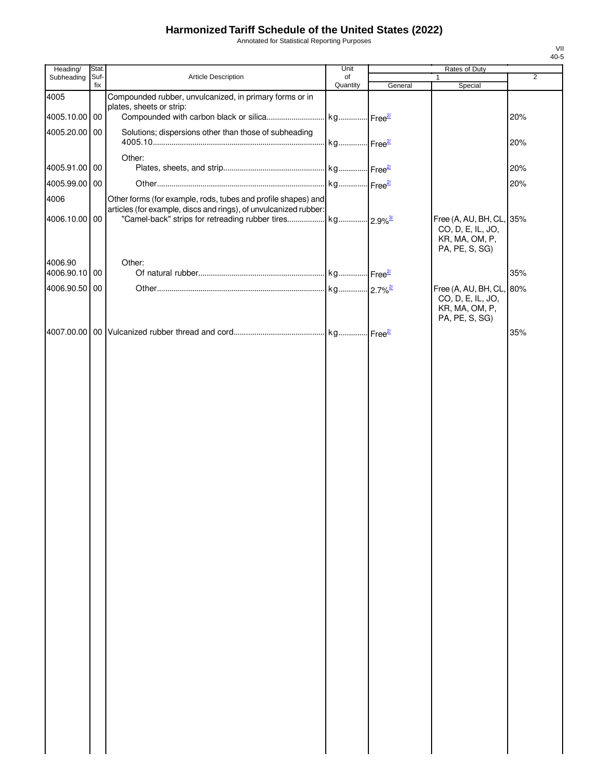# Harmonized Tariff Schedule of the United States (2022)

Annotated for Statistical Reporting Purposes

| Heading/ Subheading | Stat. Suf- fix | Article Description | Unit of Quantity | Rates of Duty 1 General | Rates of Duty 1 Special | Rates of Duty 2 |
|---|---|---|---|---|---|---|
| 4005 | | Compounded rubber, unvulcanized, in primary forms or in plates, sheets or strip: | | | | |
| 4005.10.00 | 00 | Compounded with carbon black or silica | kg | Free[2/] | | 20% |
| 4005.20.00 | 00 | Solutions; dispersions other than those of subheading 4005.10 | kg | Free[2/] | | 20% |
| | | Other: | | | | |
| 4005.91.00 | 00 | Plates, sheets, and strip | kg | Free[2/] | | 20% |
| 4005.99.00 | 00 | Other | kg | Free[2/] | | 20% |
| 4006 | | Other forms (for example, rods, tubes and profile shapes) and articles (for example, discs and rings), of unvulcanized rubber: | | | | |
| 4006.10.00 | 00 | "Camel-back" strips for retreading rubber tires | kg | 2.9%[3/] | Free (A, AU, BH, CL, CO, D, E, IL, JO, KR, MA, OM, P, PA, PE, S, SG) | 35% |
| 4006.90 | | Other: | | | | |
| 4006.90.10 | 00 | Of natural rubber | kg | Free[2/] | | 35% |
| 4006.90.50 | 00 | Other | kg | 2.7%[2/] | Free (A, AU, BH, CL, CO, D, E, IL, JO, KR, MA, OM, P, PA, PE, S, SG) | 80% |
| 4007.00.00 | 00 | Vulcanized rubber thread and cord | kg | Free[2/] | | 35% |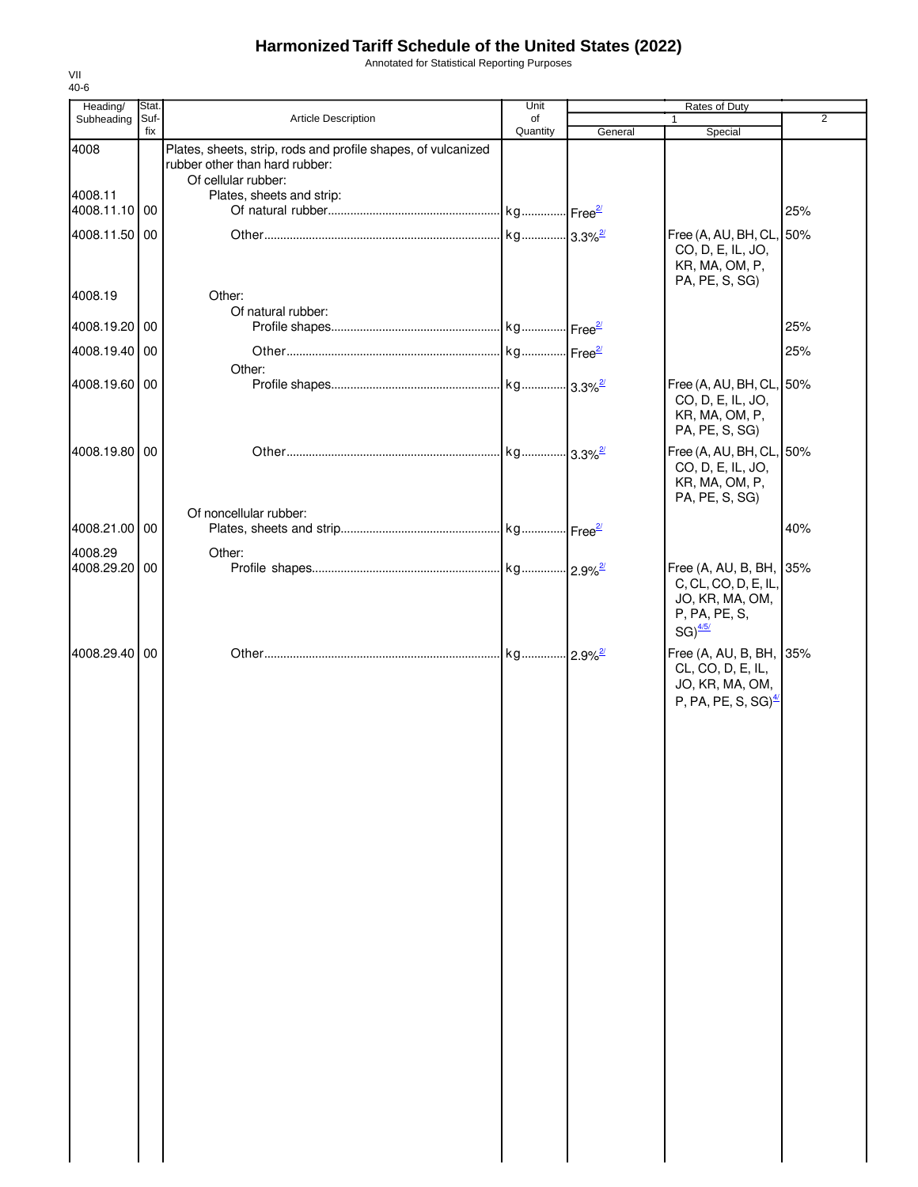# Harmonized Tariff Schedule of the United States (2022)

Annotated for Statistical Reporting Purposes

VII
40-6

| Heading/ Subheading | Stat. Suf- fix | Article Description | Unit of Quantity | Rates of Duty 1 General | Special | 2 |
|---|---|---|---|---|---|---|
| 4008 | | Plates, sheets, strip, rods and profile shapes, of vulcanized rubber other than hard rubber: | | | | |
| | | Of cellular rubber: | | | | |
| 4008.11 | | Plates, sheets and strip: | | | | |
| 4008.11.10 | 00 | Of natural rubber | kg | Free[2/] | | 25% |
| 4008.11.50 | 00 | Other | kg | 3.3%[2/] | Free (A, AU, BH, CL, CO, D, E, IL, JO, KR, MA, OM, P, PA, PE, S, SG) | 50% |
| 4008.19 | | Other: | | | | |
| | | Of natural rubber: | | | | |
| 4008.19.20 | 00 | Profile shapes | kg | Free[2/] | | 25% |
| 4008.19.40 | 00 | Other | kg | Free[2/] | | 25% |
| | | Other: | | | | |
| 4008.19.60 | 00 | Profile shapes | kg | 3.3%[2/] | Free (A, AU, BH, CL, CO, D, E, IL, JO, KR, MA, OM, P, PA, PE, S, SG) | 50% |
| 4008.19.80 | 00 | Other | kg | 3.3%[2/] | Free (A, AU, BH, CL, CO, D, E, IL, JO, KR, MA, OM, P, PA, PE, S, SG) | 50% |
| | | Of noncellular rubber: | | | | |
| 4008.21.00 | 00 | Plates, sheets and strip | kg | Free[2/] | | 40% |
| 4008.29 | | Other: | | | | |
| 4008.29.20 | 00 | Profile shapes | kg | 2.9%[2/] | Free (A, AU, B, BH, C, CL, CO, D, E, IL, JO, KR, MA, OM, P, PA, PE, S, SG)[4/5/] | 35% |
| 4008.29.40 | 00 | Other | kg | 2.9%[2/] | Free (A, AU, B, BH, CL, CO, D, E, IL, JO, KR, MA, OM, P, PA, PE, S, SG)[4/] | 35% |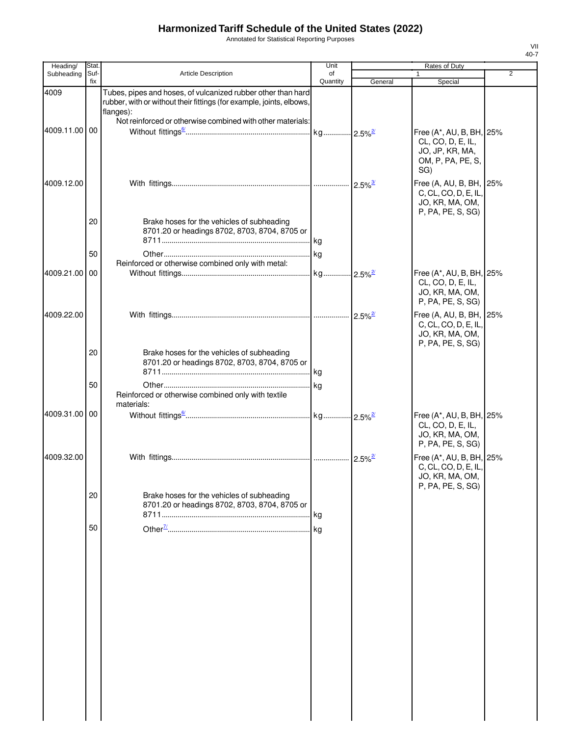# Harmonized Tariff Schedule of the United States (2022)

Annotated for Statistical Reporting Purposes

VII
40-7

| Heading/ Subheading | Stat. Suf- fix | Article Description | Unit of Quantity | Rates of Duty 1 General | Special | 2 |
|---|---|---|---|---|---|---|
| 4009 | | Tubes, pipes and hoses, of vulcanized rubber other than hard rubber, with or without their fittings (for example, joints, elbows, flanges): | | | | |
| | | Not reinforced or otherwise combined with other materials: | | | | |
| 4009.11.00 | 00 | Without fittings[6/] | kg | 2.5%[2/] | Free (A*, AU, B, BH, CL, CO, D, E, IL, JO, JP, KR, MA, OM, P, PA, PE, S, SG) | 25% |
| 4009.12.00 | | With fittings | | 2.5%[3/] | Free (A, AU, B, BH, C, CL, CO, D, E, IL, JO, KR, MA, OM, P, PA, PE, S, SG) | 25% |
| | 20 | Brake hoses for the vehicles of subheading 8701.20 or headings 8702, 8703, 8704, 8705 or 8711 | kg | | | |
| | 50 | Other | kg | | | |
| | | Reinforced or otherwise combined only with metal: | | | | |
| 4009.21.00 | 00 | Without fittings | kg | 2.5%[2/] | Free (A*, AU, B, BH, CL, CO, D, E, IL, JO, KR, MA, OM, P, PA, PE, S, SG) | 25% |
| 4009.22.00 | | With fittings | | 2.5%[2/] | Free (A, AU, B, BH, C, CL, CO, D, E, IL, JO, KR, MA, OM, P, PA, PE, S, SG) | 25% |
| | 20 | Brake hoses for the vehicles of subheading 8701.20 or headings 8702, 8703, 8704, 8705 or 8711 | kg | | | |
| | 50 | Other | kg | | | |
| | | Reinforced or otherwise combined only with textile materials: | | | | |
| 4009.31.00 | 00 | Without fittings[6/] | kg | 2.5%[2/] | Free (A*, AU, B, BH, CL, CO, D, E, IL, JO, KR, MA, OM, P, PA, PE, S, SG) | 25% |
| 4009.32.00 | | With fittings | | 2.5%[2/] | Free (A*, AU, B, BH, C, CL, CO, D, E, IL, JO, KR, MA, OM, P, PA, PE, S, SG) | 25% |
| | 20 | Brake hoses for the vehicles of subheading 8701.20 or headings 8702, 8703, 8704, 8705 or 8711 | kg | | | |
| | 50 | Other[7/] | kg | | | |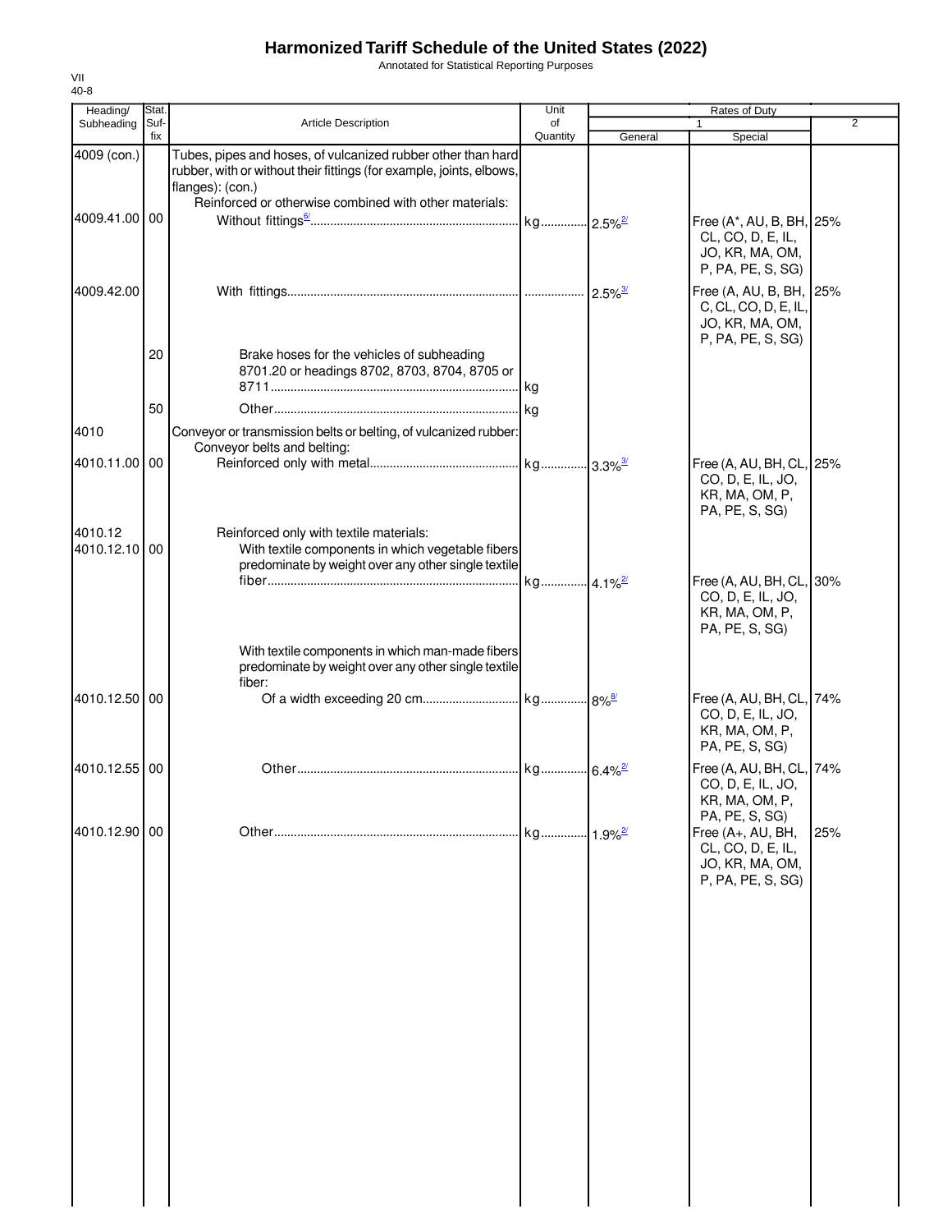# Harmonized Tariff Schedule of the United States (2022)

Annotated for Statistical Reporting Purposes

VII
40-8

| Heading/ Subheading | Stat. Suf- fix | Article Description | Unit of Quantity | Rates of Duty 1 General | Special | 2 |
|---|---|---|---|---|---|---|
| 4009 (con.) | | Tubes, pipes and hoses, of vulcanized rubber other than hard rubber, with or without their fittings (for example, joints, elbows, flanges): (con.) | | | | |
| | | Reinforced or otherwise combined with other materials: | | | | |
| 4009.41.00 | 00 | Without fittings[6/] | kg | 2.5%[2/] | Free (A*, AU, B, BH, CL, CO, D, E, IL, JO, KR, MA, OM, P, PA, PE, S, SG) | 25% |
| 4009.42.00 | | With fittings | | 2.5%[3/] | Free (A, AU, B, BH, C, CL, CO, D, E, IL, JO, KR, MA, OM, P, PA, PE, S, SG) | 25% |
| | 20 | Brake hoses for the vehicles of subheading 8701.20 or headings 8702, 8703, 8704, 8705 or 8711 | kg | | | |
| | 50 | Other | kg | | | |
| 4010 | | Conveyor or transmission belts or belting, of vulcanized rubber: | | | | |
| | | Conveyor belts and belting: | | | | |
| 4010.11.00 | 00 | Reinforced only with metal | kg | 3.3%[3/] | Free (A, AU, BH, CL, CO, D, E, IL, JO, KR, MA, OM, P, PA, PE, S, SG) | 25% |
| 4010.12 | | Reinforced only with textile materials: | | | | |
| 4010.12.10 | 00 | With textile components in which vegetable fibers predominate by weight over any other single textile fiber | kg | 4.1%[2/] | Free (A, AU, BH, CL, CO, D, E, IL, JO, KR, MA, OM, P, PA, PE, S, SG) | 30% |
| | | With textile components in which man-made fibers predominate by weight over any other single textile fiber: | | | | |
| 4010.12.50 | 00 | Of a width exceeding 20 cm | kg | 8%[8/] | Free (A, AU, BH, CL, CO, D, E, IL, JO, KR, MA, OM, P, PA, PE, S, SG) | 74% |
| 4010.12.55 | 00 | Other | kg | 6.4%[2/] | Free (A, AU, BH, CL, CO, D, E, IL, JO, KR, MA, OM, P, PA, PE, S, SG) | 74% |
| 4010.12.90 | 00 | Other | kg | 1.9%[2/] | Free (A+, AU, BH, CL, CO, D, E, IL, JO, KR, MA, OM, P, PA, PE, S, SG) | 25% |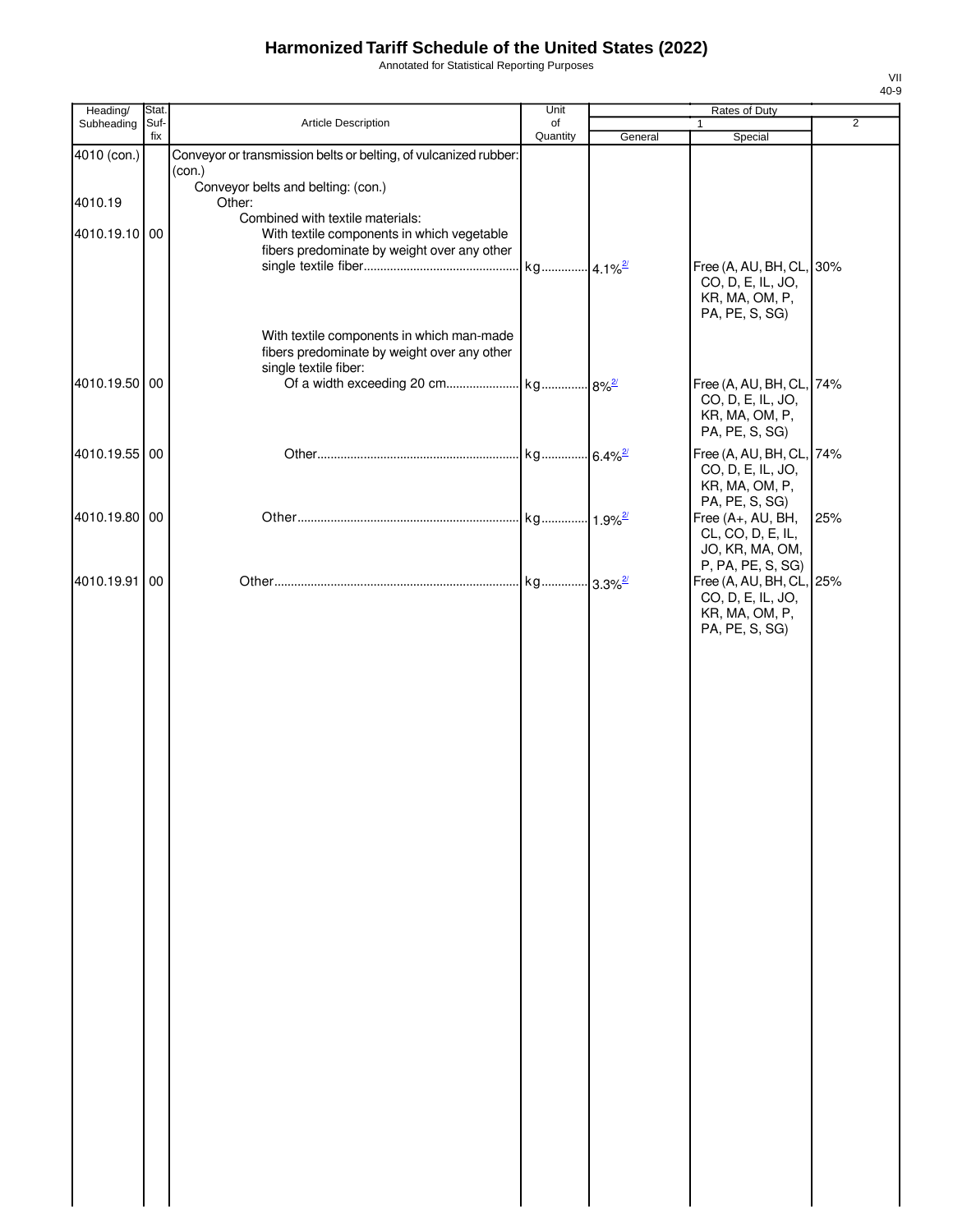# Harmonized Tariff Schedule of the United States (2022)

Annotated for Statistical Reporting Purposes

| Heading/ Subheading | Stat. Suf- fix | Article Description | Unit of Quantity | Rates of Duty 1 General | Rates of Duty 1 Special | Rates of Duty 2 |
|---|---|---|---|---|---|---|
| 4010 (con.) | | Conveyor or transmission belts or belting, of vulcanized rubber: (con.) | | | | |
| | | Conveyor belts and belting: (con.) | | | | |
| 4010.19 | | Other: | | | | |
| | | Combined with textile materials: | | | | |
| 4010.19.10 | 00 | With textile components in which vegetable fibers predominate by weight over any other single textile fiber | kg | 4.1%[2/] | Free (A, AU, BH, CL, CO, D, E, IL, JO, KR, MA, OM, P, PA, PE, S, SG) | 30% |
| | | With textile components in which man-made fibers predominate by weight over any other single textile fiber: | | | | |
| 4010.19.50 | 00 | Of a width exceeding 20 cm | kg | 8%[2/] | Free (A, AU, BH, CL, CO, D, E, IL, JO, KR, MA, OM, P, PA, PE, S, SG) | 74% |
| 4010.19.55 | 00 | Other | kg | 6.4%[2/] | Free (A, AU, BH, CL, CO, D, E, IL, JO, KR, MA, OM, P, PA, PE, S, SG) | 74% |
| 4010.19.80 | 00 | Other | kg | 1.9%[2/] | Free (A+, AU, BH, CL, CO, D, E, IL, JO, KR, MA, OM, P, PA, PE, S, SG) | 25% |
| 4010.19.91 | 00 | Other | kg | 3.3%[2/] | Free (A, AU, BH, CL, CO, D, E, IL, JO, KR, MA, OM, P, PA, PE, S, SG) | 25% |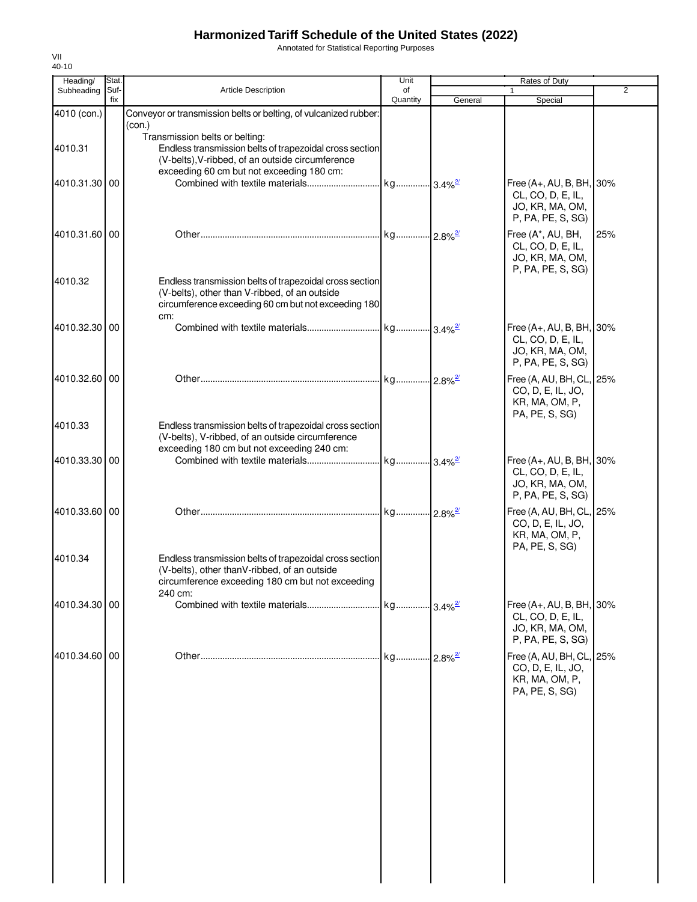# Harmonized Tariff Schedule of the United States (2022)

Annotated for Statistical Reporting Purposes

VII
40-10

| Heading/ Subheading | Stat. Suf- fix | Article Description | Unit of Quantity | Rates of Duty 1 General | Special | 2 |
|---|---|---|---|---|---|---|
| 4010 (con.) | | Conveyor or transmission belts or belting, of vulcanized rubber: (con.) | | | | |
| | | Transmission belts or belting: | | | | |
| 4010.31 | | Endless transmission belts of trapezoidal cross section (V-belts),V-ribbed, of an outside circumference exceeding 60 cm but not exceeding 180 cm: | | | | |
| 4010.31.30 | 00 | Combined with textile materials | kg | 3.4%[2/] | Free (A+, AU, B, BH, CL, CO, D, E, IL, JO, KR, MA, OM, P, PA, PE, S, SG) | 30% |
| 4010.31.60 | 00 | Other | kg | 2.8%[2/] | Free (A*, AU, BH, CL, CO, D, E, IL, JO, KR, MA, OM, P, PA, PE, S, SG) | 25% |
| 4010.32 | | Endless transmission belts of trapezoidal cross section (V-belts), other than V-ribbed, of an outside circumference exceeding 60 cm but not exceeding 180 cm: | | | | |
| 4010.32.30 | 00 | Combined with textile materials | kg | 3.4%[2/] | Free (A+, AU, B, BH, CL, CO, D, E, IL, JO, KR, MA, OM, P, PA, PE, S, SG) | 30% |
| 4010.32.60 | 00 | Other | kg | 2.8%[2/] | Free (A, AU, BH, CL, CO, D, E, IL, JO, KR, MA, OM, P, PA, PE, S, SG) | 25% |
| 4010.33 | | Endless transmission belts of trapezoidal cross section (V-belts), V-ribbed, of an outside circumference exceeding 180 cm but not exceeding 240 cm: | | | | |
| 4010.33.30 | 00 | Combined with textile materials | kg | 3.4%[2/] | Free (A+, AU, B, BH, CL, CO, D, E, IL, JO, KR, MA, OM, P, PA, PE, S, SG) | 30% |
| 4010.33.60 | 00 | Other | kg | 2.8%[2/] | Free (A, AU, BH, CL, CO, D, E, IL, JO, KR, MA, OM, P, PA, PE, S, SG) | 25% |
| 4010.34 | | Endless transmission belts of trapezoidal cross section (V-belts), other thanV-ribbed, of an outside circumference exceeding 180 cm but not exceeding 240 cm: | | | | |
| 4010.34.30 | 00 | Combined with textile materials | kg | 3.4%[2/] | Free (A+, AU, B, BH, CL, CO, D, E, IL, JO, KR, MA, OM, P, PA, PE, S, SG) | 30% |
| 4010.34.60 | 00 | Other | kg | 2.8%[2/] | Free (A, AU, BH, CL, CO, D, E, IL, JO, KR, MA, OM, P, PA, PE, S, SG) | 25% |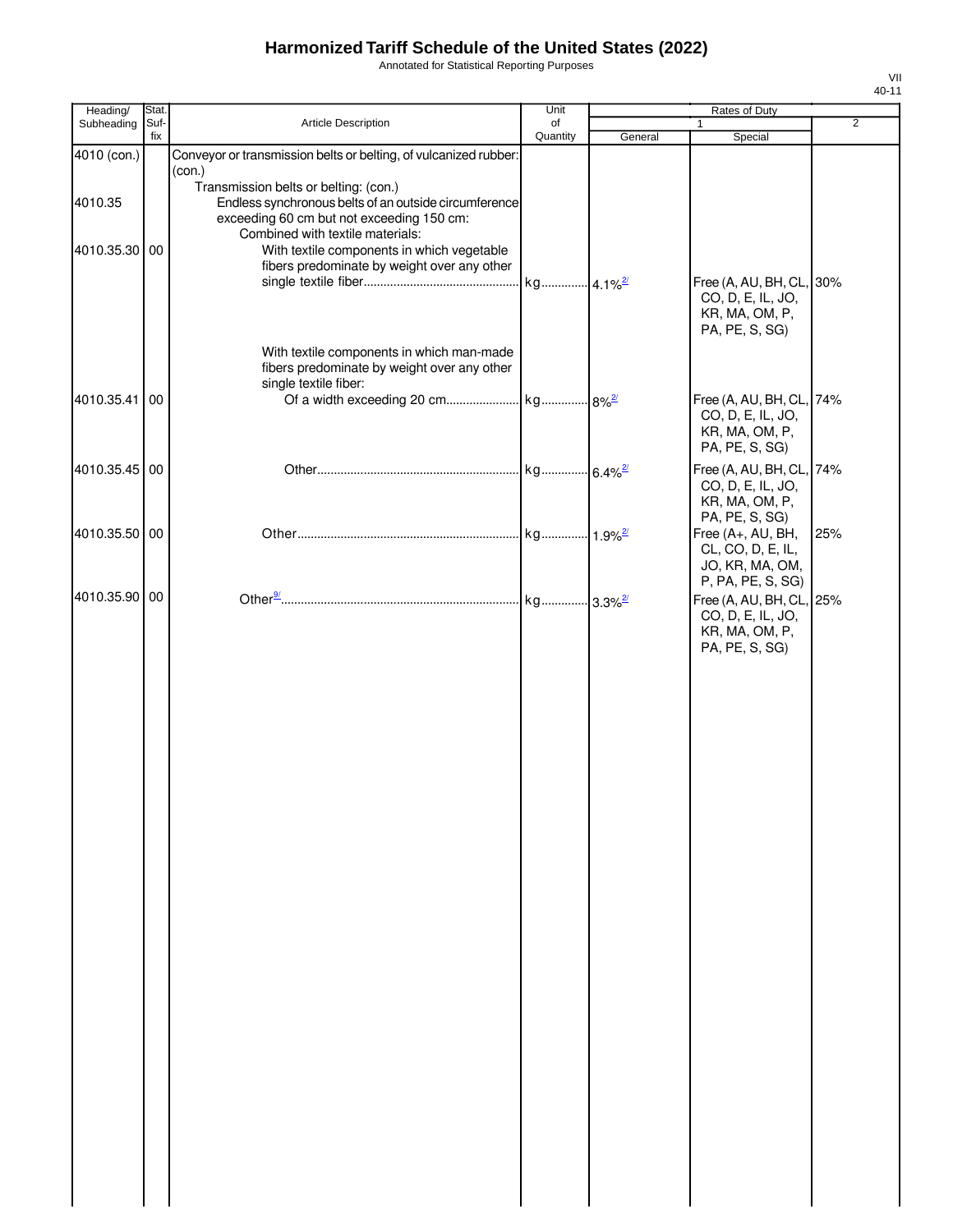# Harmonized Tariff Schedule of the United States (2022)

Annotated for Statistical Reporting Purposes

| Heading/ Subheading | Stat. Suf- fix | Article Description | Unit of Quantity | Rates of Duty 1 General | Special | 2 |
|---|---|---|---|---|---|---|
| 4010 (con.) | | Conveyor or transmission belts or belting, of vulcanized rubber: (con.) | | | | |
| | | Transmission belts or belting: (con.) | | | | |
| 4010.35 | | Endless synchronous belts of an outside circumference exceeding 60 cm but not exceeding 150 cm: | | | | |
| | | Combined with textile materials: | | | | |
| 4010.35.30 | 00 | With textile components in which vegetable fibers predominate by weight over any other single textile fiber | kg | 4.1%[2/] | Free (A, AU, BH, CL, CO, D, E, IL, JO, KR, MA, OM, P, PA, PE, S, SG) | 30% |
| | | With textile components in which man-made fibers predominate by weight over any other single textile fiber: | | | | |
| 4010.35.41 | 00 | Of a width exceeding 20 cm | kg | 8%[2/] | Free (A, AU, BH, CL, CO, D, E, IL, JO, KR, MA, OM, P, PA, PE, S, SG) | 74% |
| 4010.35.45 | 00 | Other | kg | 6.4%[2/] | Free (A, AU, BH, CL, CO, D, E, IL, JO, KR, MA, OM, P, PA, PE, S, SG) | 74% |
| 4010.35.50 | 00 | Other | kg | 1.9%[2/] | Free (A+, AU, BH, CL, CO, D, E, IL, JO, KR, MA, OM, P, PA, PE, S, SG) | 25% |
| 4010.35.90 | 00 | Other[9/] | kg | 3.3%[2/] | Free (A, AU, BH, CL, CO, D, E, IL, JO, KR, MA, OM, P, PA, PE, S, SG) | 25% |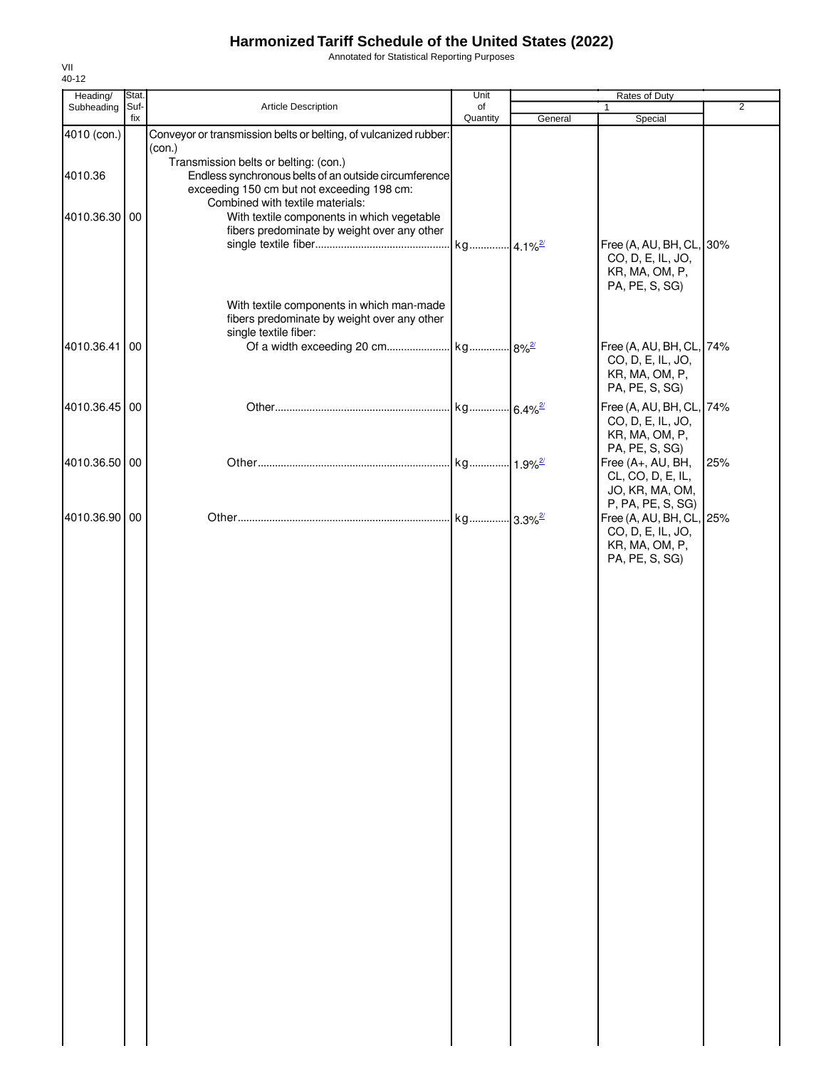# Harmonized Tariff Schedule of the United States (2022)

Annotated for Statistical Reporting Purposes

VII
40-12

| Heading/ Subheading | Stat. Suf- fix | Article Description | Unit of Quantity | Rates of Duty 1 General | Special | 2 |
|---|---|---|---|---|---|---|
| 4010 (con.) | | Conveyor or transmission belts or belting, of vulcanized rubber: (con.) | | | | |
| | | Transmission belts or belting: (con.) | | | | |
| 4010.36 | | Endless synchronous belts of an outside circumference exceeding 150 cm but not exceeding 198 cm: | | | | |
| | | Combined with textile materials: | | | | |
| 4010.36.30 | 00 | With textile components in which vegetable fibers predominate by weight over any other single textile fiber | kg | 4.1%[2/] | Free (A, AU, BH, CL, CO, D, E, IL, JO, KR, MA, OM, P, PA, PE, S, SG) | 30% |
| | | With textile components in which man-made fibers predominate by weight over any other single textile fiber: | | | | |
| 4010.36.41 | 00 | Of a width exceeding 20 cm | kg | 8%[2/] | Free (A, AU, BH, CL, CO, D, E, IL, JO, KR, MA, OM, P, PA, PE, S, SG) | 74% |
| 4010.36.45 | 00 | Other | kg | 6.4%[2/] | Free (A, AU, BH, CL, CO, D, E, IL, JO, KR, MA, OM, P, PA, PE, S, SG) | 74% |
| 4010.36.50 | 00 | Other | kg | 1.9%[2/] | Free (A+, AU, BH, CL, CO, D, E, IL, JO, KR, MA, OM, P, PA, PE, S, SG) | 25% |
| 4010.36.90 | 00 | Other | kg | 3.3%[2/] | Free (A, AU, BH, CL, CO, D, E, IL, JO, KR, MA, OM, P, PA, PE, S, SG) | 25% |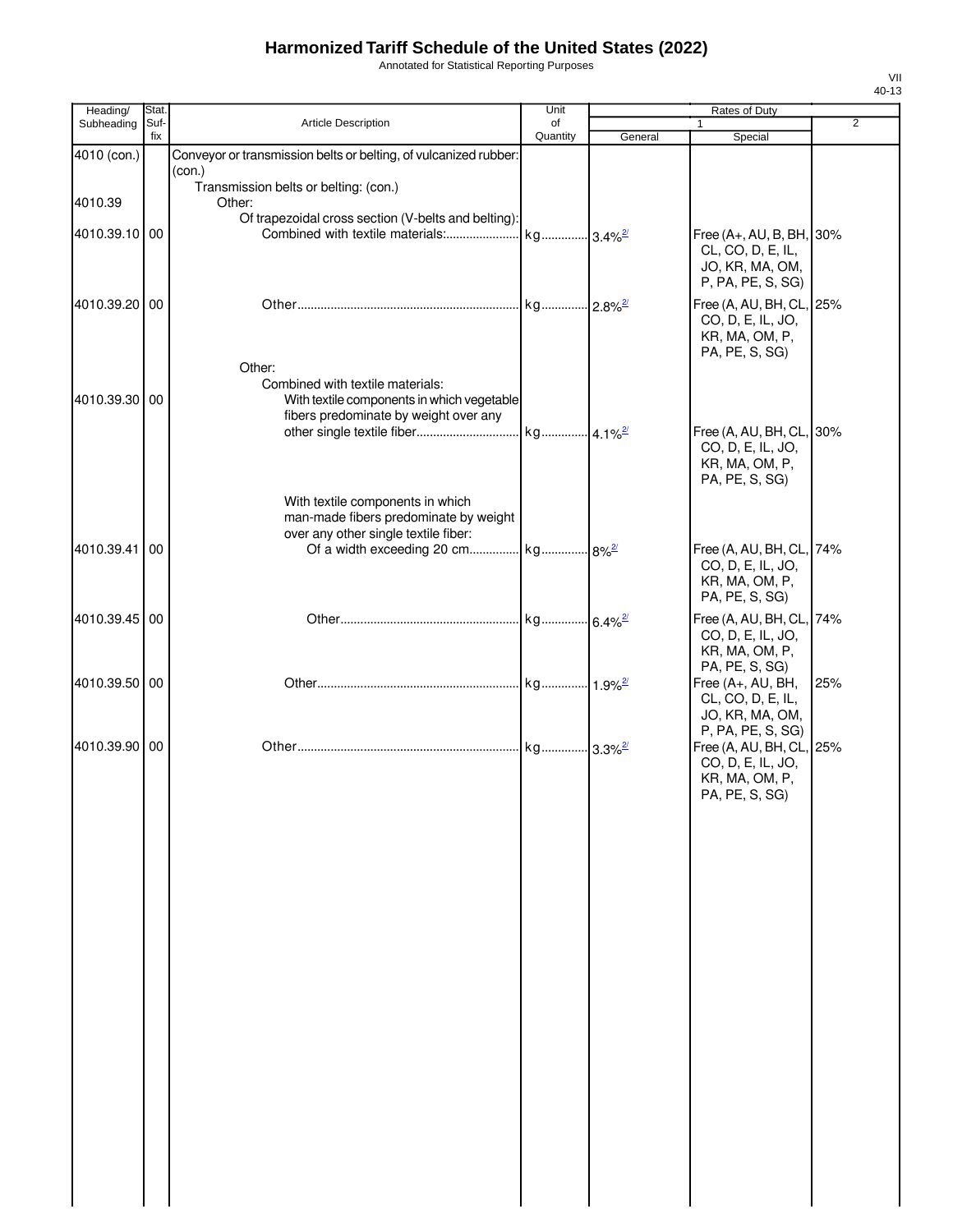# Harmonized Tariff Schedule of the United States (2022)

Annotated for Statistical Reporting Purposes

| Heading/ Subheading | Stat. Suf- fix | Article Description | Unit of Quantity | Rates of Duty 1 General | Rates of Duty 1 Special | Rates of Duty 2 |
|---|---|---|---|---|---|---|
| 4010 (con.) | | Conveyor or transmission belts or belting, of vulcanized rubber: (con.) | | | | |
| | | Transmission belts or belting: (con.) | | | | |
| 4010.39 | | Other: | | | | |
| | | Of trapezoidal cross section (V-belts and belting): | | | | |
| 4010.39.10 | 00 | Combined with textile materials: | kg | 3.4%[2/] | Free (A+, AU, B, BH, CL, CO, D, E, IL, JO, KR, MA, OM, P, PA, PE, S, SG) | 30% |
| 4010.39.20 | 00 | Other | kg | 2.8%[2/] | Free (A, AU, BH, CL, CO, D, E, IL, JO, KR, MA, OM, P, PA, PE, S, SG) | 25% |
| | | Other: | | | | |
| | | Combined with textile materials: | | | | |
| 4010.39.30 | 00 | With textile components in which vegetable fibers predominate by weight over any other single textile fiber | kg | 4.1%[2/] | Free (A, AU, BH, CL, CO, D, E, IL, JO, KR, MA, OM, P, PA, PE, S, SG) | 30% |
| | | With textile components in which man-made fibers predominate by weight over any other single textile fiber: | | | | |
| 4010.39.41 | 00 | Of a width exceeding 20 cm | kg | 8%[2/] | Free (A, AU, BH, CL, CO, D, E, IL, JO, KR, MA, OM, P, PA, PE, S, SG) | 74% |
| 4010.39.45 | 00 | Other | kg | 6.4%[2/] | Free (A, AU, BH, CL, CO, D, E, IL, JO, KR, MA, OM, P, PA, PE, S, SG) | 74% |
| 4010.39.50 | 00 | Other | kg | 1.9%[2/] | Free (A+, AU, BH, CL, CO, D, E, IL, JO, KR, MA, OM, P, PA, PE, S, SG) | 25% |
| 4010.39.90 | 00 | Other | kg | 3.3%[2/] | Free (A, AU, BH, CL, CO, D, E, IL, JO, KR, MA, OM, P, PA, PE, S, SG) | 25% |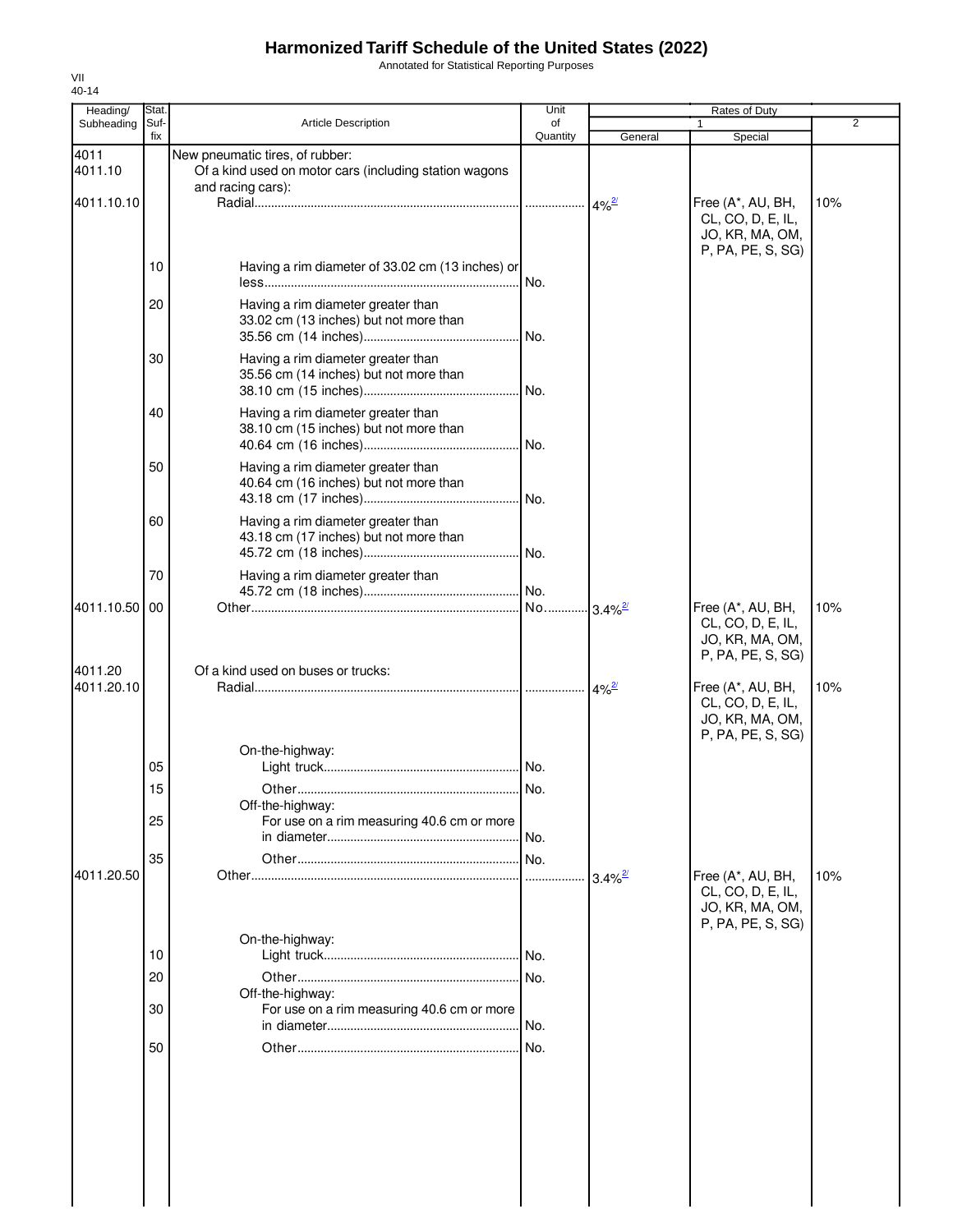# Harmonized Tariff Schedule of the United States (2022)

Annotated for Statistical Reporting Purposes

VII
40-14

| Heading/ Subheading | Stat. Suf- fix | Article Description | Unit of Quantity | Rates of Duty 1 General | Special | 2 |
|---|---|---|---|---|---|---|
| 4011 | | New pneumatic tires, of rubber: | | | | |
| 4011.10 | | Of a kind used on motor cars (including station wagons and racing cars): | | | | |
| 4011.10.10 | | Radial | | 4%[2/] | Free (A*, AU, BH, CL, CO, D, E, IL, JO, KR, MA, OM, P, PA, PE, S, SG) | 10% |
| | 10 | Having a rim diameter of 33.02 cm (13 inches) or less | No. | | | |
| | 20 | Having a rim diameter greater than 33.02 cm (13 inches) but not more than 35.56 cm (14 inches) | No. | | | |
| | 30 | Having a rim diameter greater than 35.56 cm (14 inches) but not more than 38.10 cm (15 inches) | No. | | | |
| | 40 | Having a rim diameter greater than 38.10 cm (15 inches) but not more than 40.64 cm (16 inches) | No. | | | |
| | 50 | Having a rim diameter greater than 40.64 cm (16 inches) but not more than 43.18 cm (17 inches) | No. | | | |
| | 60 | Having a rim diameter greater than 43.18 cm (17 inches) but not more than 45.72 cm (18 inches) | No. | | | |
| | 70 | Having a rim diameter greater than 45.72 cm (18 inches) | No. | | | |
| 4011.10.50 | 00 | Other | No. | 3.4%[2/] | Free (A*, AU, BH, CL, CO, D, E, IL, JO, KR, MA, OM, P, PA, PE, S, SG) | 10% |
| 4011.20 | | Of a kind used on buses or trucks: | | | | |
| 4011.20.10 | | Radial | | 4%[2/] | Free (A*, AU, BH, CL, CO, D, E, IL, JO, KR, MA, OM, P, PA, PE, S, SG) | 10% |
| | | On-the-highway: | | | | |
| | 05 | Light truck | No. | | | |
| | 15 | Other | No. | | | |
| | | Off-the-highway: | | | | |
| | 25 | For use on a rim measuring 40.6 cm or more in diameter | No. | | | |
| | 35 | Other | No. | | | |
| 4011.20.50 | | Other | | 3.4%[2/] | Free (A*, AU, BH, CL, CO, D, E, IL, JO, KR, MA, OM, P, PA, PE, S, SG) | 10% |
| | | On-the-highway: | | | | |
| | 10 | Light truck | No. | | | |
| | 20 | Other | No. | | | |
| | | Off-the-highway: | | | | |
| | 30 | For use on a rim measuring 40.6 cm or more in diameter | No. | | | |
| | 50 | Other | No. | | | |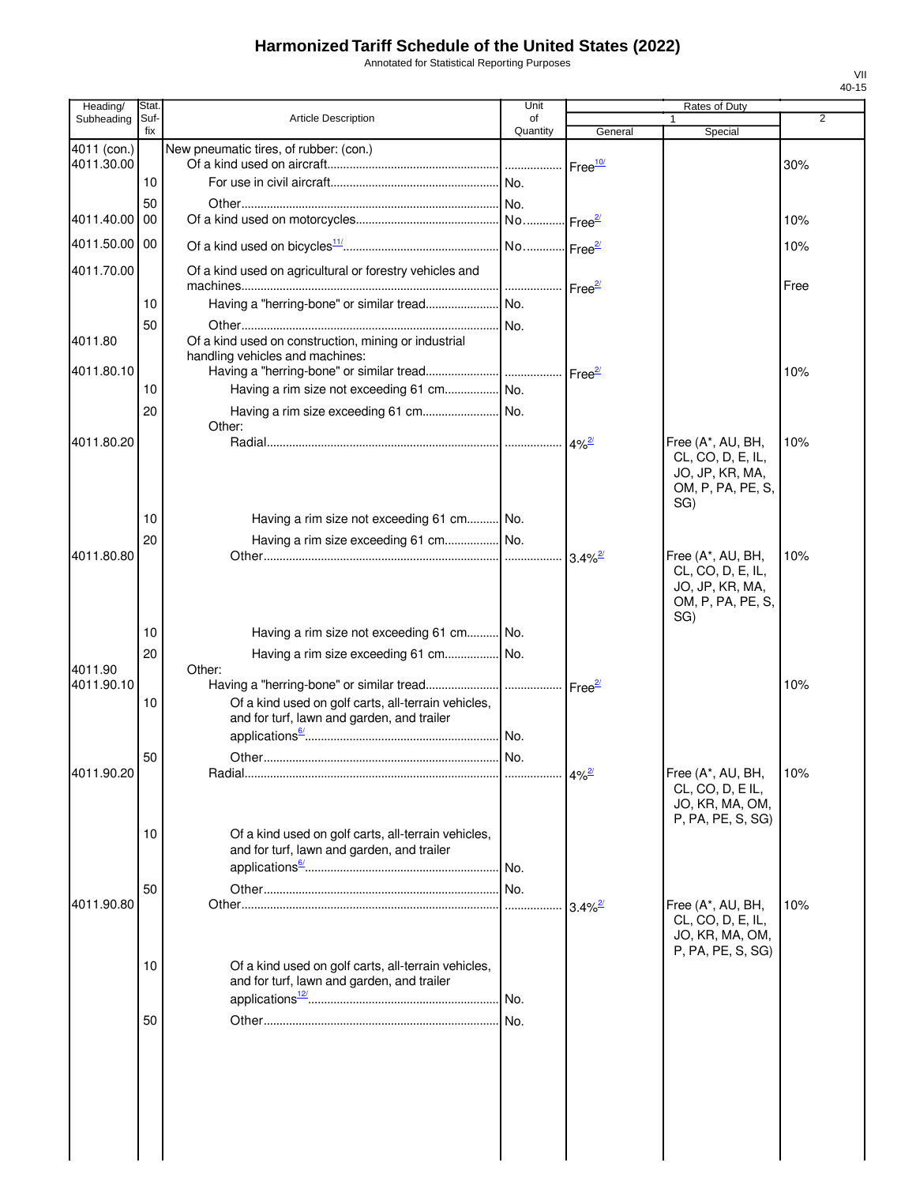# Harmonized Tariff Schedule of the United States (2022)

Annotated for Statistical Reporting Purposes

| Heading/ Subheading | Stat. Suf- fix | Article Description | Unit of Quantity | Rates of Duty 1 General | Special | 2 |
|---|---|---|---|---|---|---|
| 4011 (con.) | | New pneumatic tires, of rubber: (con.) | | | | |
| 4011.30.00 | | Of a kind used on aircraft | | Free[10/] | | 30% |
| | 10 | For use in civil aircraft | No. | | | |
| | 50 | Other | No. | | | |
| 4011.40.00 | 00 | Of a kind used on motorcycles | No. | Free[2/] | | 10% |
| 4011.50.00 | 00 | Of a kind used on bicycles[11/] | No. | Free[2/] | | 10% |
| 4011.70.00 | | Of a kind used on agricultural or forestry vehicles and machines | | Free[2/] | | Free |
| | 10 | Having a "herring-bone" or similar tread | No. | | | |
| | 50 | Other | No. | | | |
| 4011.80 | | Of a kind used on construction, mining or industrial handling vehicles and machines: | | | | |
| 4011.80.10 | | Having a "herring-bone" or similar tread | | Free[2/] | | 10% |
| | 10 | Having a rim size not exceeding 61 cm | No. | | | |
| | 20 | Having a rim size exceeding 61 cm | No. | | | |
| | | Other: | | | | |
| 4011.80.20 | | Radial | | 4%[2/] | Free (A*, AU, BH, CL, CO, D, E, IL, JO, JP, KR, MA, OM, P, PA, PE, S, SG) | 10% |
| | 10 | Having a rim size not exceeding 61 cm | No. | | | |
| | 20 | Having a rim size exceeding 61 cm | No. | | | |
| 4011.80.80 | | Other | | 3.4%[2/] | Free (A*, AU, BH, CL, CO, D, E, IL, JO, JP, KR, MA, OM, P, PA, PE, S, SG) | 10% |
| | 10 | Having a rim size not exceeding 61 cm | No. | | | |
| | 20 | Having a rim size exceeding 61 cm | No. | | | |
| 4011.90 | | Other: | | | | |
| 4011.90.10 | | Having a "herring-bone" or similar tread | | Free[2/] | | 10% |
| | 10 | Of a kind used on golf carts, all-terrain vehicles, and for turf, lawn and garden, and trailer applications[6/] | No. | | | |
| | 50 | Other | No. | | | |
| 4011.90.20 | | Radial | | 4%[2/] | Free (A*, AU, BH, CL, CO, D, E IL, JO, KR, MA, OM, P, PA, PE, S, SG) | 10% |
| | 10 | Of a kind used on golf carts, all-terrain vehicles, and for turf, lawn and garden, and trailer applications[6/] | No. | | | |
| | 50 | Other | No. | | | |
| 4011.90.80 | | Other | | 3.4%[2/] | Free (A*, AU, BH, CL, CO, D, E, IL, JO, KR, MA, OM, P, PA, PE, S, SG) | 10% |
| | 10 | Of a kind used on golf carts, all-terrain vehicles, and for turf, lawn and garden, and trailer applications[12/] | No. | | | |
| | 50 | Other | No. | | | |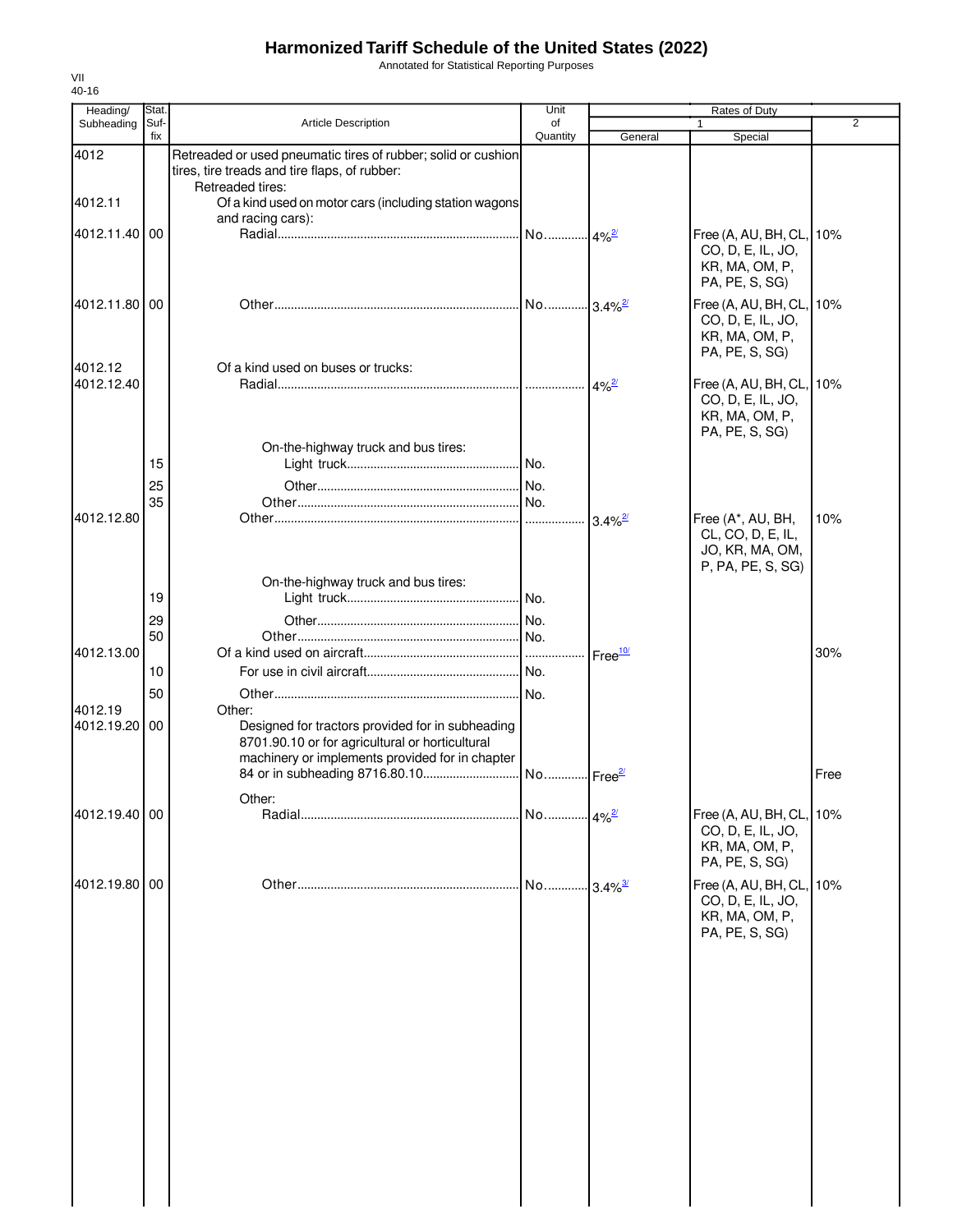# Harmonized Tariff Schedule of the United States (2022)

Annotated for Statistical Reporting Purposes

VII
40-16

| Heading/ Subheading | Stat. Suf- fix | Article Description | Unit of Quantity | Rates of Duty 1 General | Special | 2 |
|---|---|---|---|---|---|---|
| 4012 | | Retreaded or used pneumatic tires of rubber; solid or cushion tires, tire treads and tire flaps, of rubber: | | | | |
| | | Retreaded tires: | | | | |
| 4012.11 | | Of a kind used on motor cars (including station wagons and racing cars): | | | | |
| 4012.11.40 | 00 | Radial | No. | 4%[2/] | Free (A, AU, BH, CL, CO, D, E, IL, JO, KR, MA, OM, P, PA, PE, S, SG) | 10% |
| 4012.11.80 | 00 | Other | No. | 3.4%[2/] | Free (A, AU, BH, CL, CO, D, E, IL, JO, KR, MA, OM, P, PA, PE, S, SG) | 10% |
| 4012.12 | | Of a kind used on buses or trucks: | | | | |
| 4012.12.40 | | Radial | | 4%[2/] | Free (A, AU, BH, CL, CO, D, E, IL, JO, KR, MA, OM, P, PA, PE, S, SG) | 10% |
| | | On-the-highway truck and bus tires: | | | | |
| | 15 | Light truck | No. | | | |
| | 25 | Other | No. | | | |
| | 35 | Other | No. | | | |
| 4012.12.80 | | Other | | 3.4%[2/] | Free (A*, AU, BH, CL, CO, D, E, IL, JO, KR, MA, OM, P, PA, PE, S, SG) | 10% |
| | | On-the-highway truck and bus tires: | | | | |
| | 19 | Light truck | No. | | | |
| | 29 | Other | No. | | | |
| | 50 | Other | No. | | | |
| 4012.13.00 | | Of a kind used on aircraft | | Free[10/] | | 30% |
| | 10 | For use in civil aircraft | No. | | | |
| | 50 | Other | No. | | | |
| 4012.19 | | Other: | | | | |
| 4012.19.20 | 00 | Designed for tractors provided for in subheading 8701.90.10 or for agricultural or horticultural machinery or implements provided for in chapter 84 or in subheading 8716.80.10 | No. | Free[2/] | | Free |
| | | Other: | | | | |
| 4012.19.40 | 00 | Radial | No. | 4%[2/] | Free (A, AU, BH, CL, CO, D, E, IL, JO, KR, MA, OM, P, PA, PE, S, SG) | 10% |
| 4012.19.80 | 00 | Other | No. | 3.4%[3/] | Free (A, AU, BH, CL, CO, D, E, IL, JO, KR, MA, OM, P, PA, PE, S, SG) | 10% |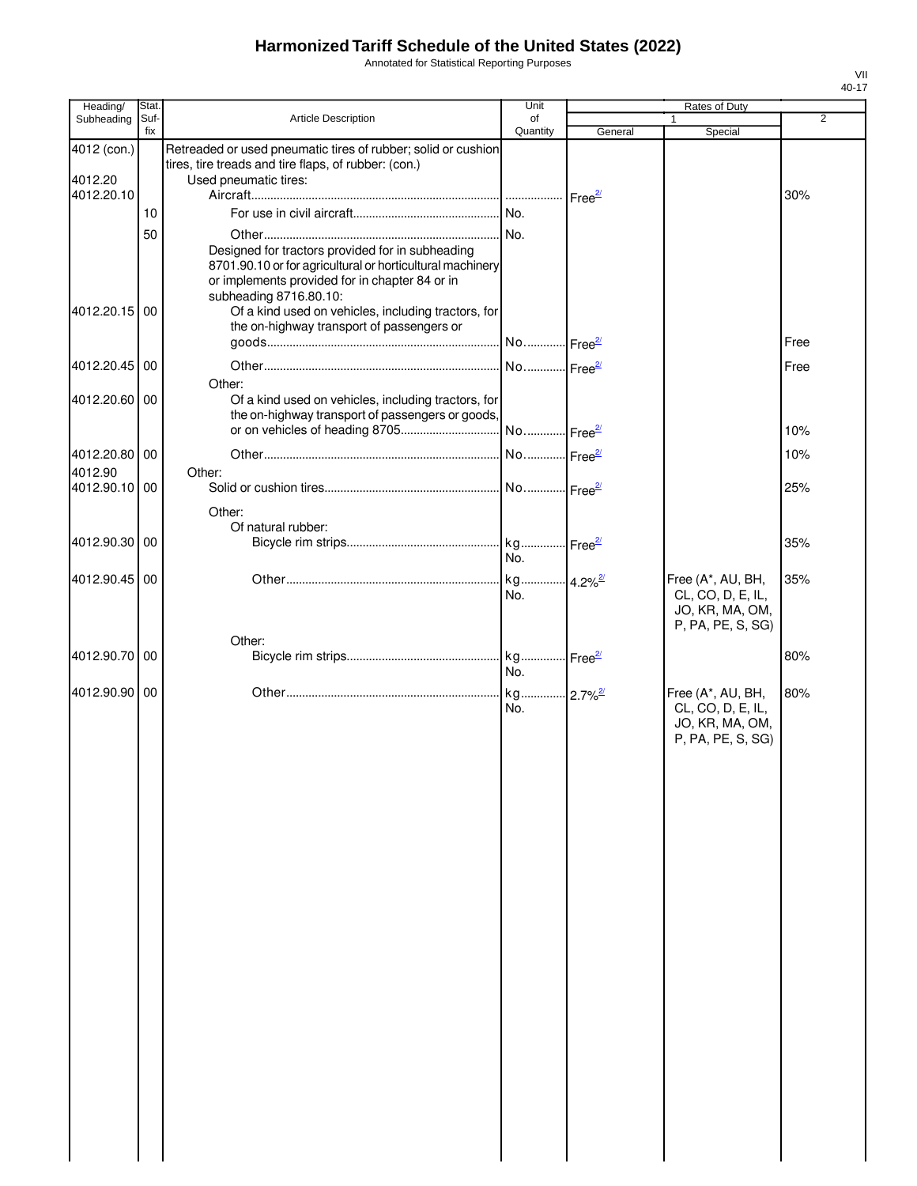# Harmonized Tariff Schedule of the United States (2022)

Annotated for Statistical Reporting Purposes

| Heading/ Subheading | Stat. Suf-fix | Article Description | Unit of Quantity | Rates of Duty 1 General | Rates of Duty 1 Special | Rates of Duty 2 |
|---|---|---|---|---|---|---|
| 4012 (con.) | | Retreaded or used pneumatic tires of rubber; solid or cushion tires, tire treads and tire flaps, of rubber: (con.) | | | | |
| 4012.20 | | Used pneumatic tires: | | | | |
| 4012.20.10 | | Aircraft | | Free[2/] | | 30% |
| | 10 | For use in civil aircraft | No. | | | |
| | 50 | Other | No. | | | |
| | | Designed for tractors provided for in subheading 8701.90.10 or for agricultural or horticultural machinery or implements provided for in chapter 84 or in subheading 8716.80.10: | | | | |
| 4012.20.15 | 00 | Of a kind used on vehicles, including tractors, for the on-highway transport of passengers or goods | No. | Free[2/] | | Free |
| 4012.20.45 | 00 | Other | No. | Free[2/] | | Free |
| | | Other: | | | | |
| 4012.20.60 | 00 | Of a kind used on vehicles, including tractors, for the on-highway transport of passengers or goods, or on vehicles of heading 8705 | No. | Free[2/] | | 10% |
| 4012.20.80 | 00 | Other | No. | Free[2/] | | 10% |
| 4012.90 | | Other: | | | | |
| 4012.90.10 | 00 | Solid or cushion tires | No. | Free[2/] | | 25% |
| | | Other: | | | | |
| | | Of natural rubber: | | | | |
| 4012.90.30 | 00 | Bicycle rim strips | kg No. | Free[2/] | | 35% |
| 4012.90.45 | 00 | Other | kg No. | 4.2%[2/] | Free (A*, AU, BH, CL, CO, D, E, IL, JO, KR, MA, OM, P, PA, PE, S, SG) | 35% |
| | | Other: | | | | |
| 4012.90.70 | 00 | Bicycle rim strips | kg No. | Free[2/] | | 80% |
| 4012.90.90 | 00 | Other | kg No. | 2.7%[2/] | Free (A*, AU, BH, CL, CO, D, E, IL, JO, KR, MA, OM, P, PA, PE, S, SG) | 80% |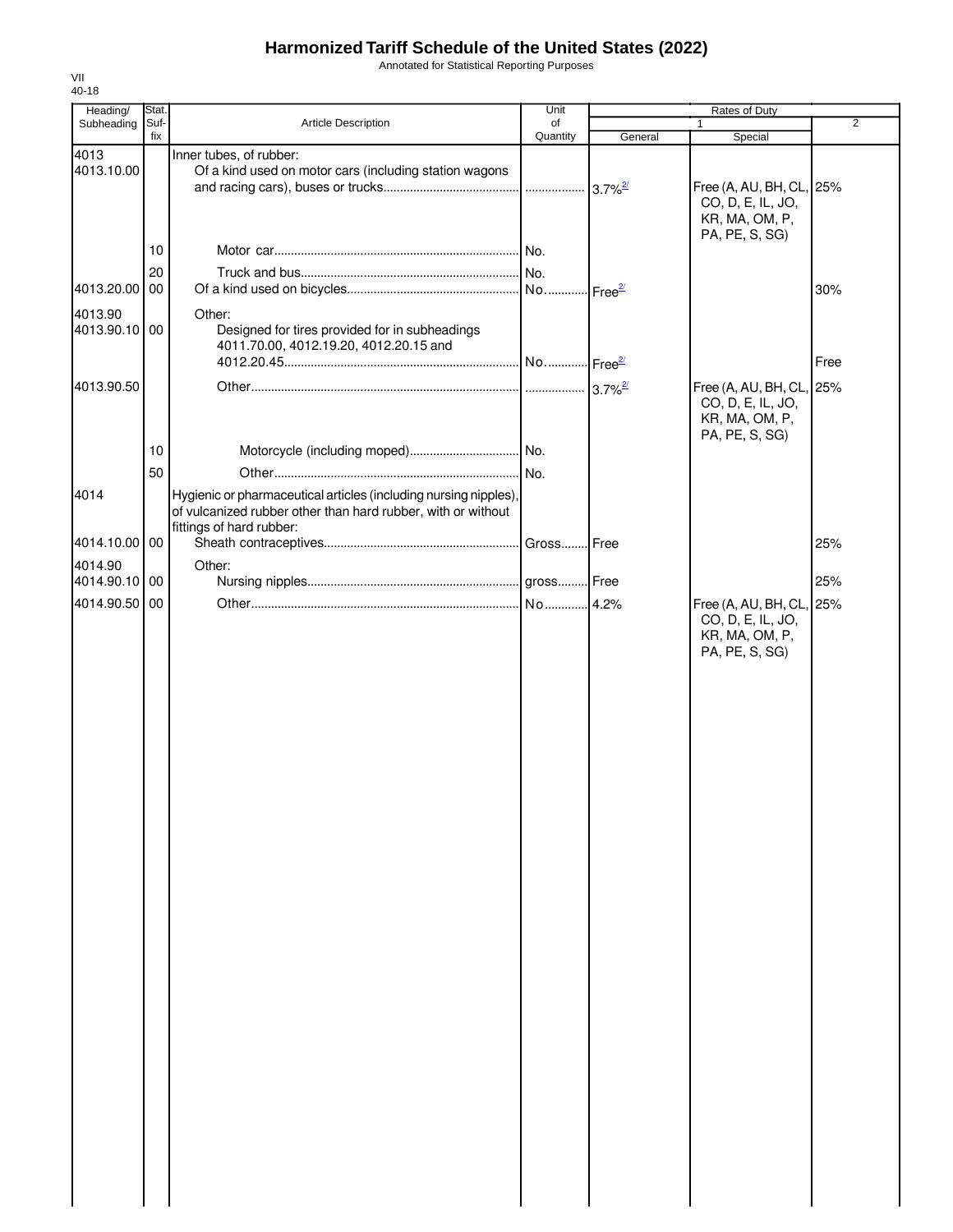# Harmonized Tariff Schedule of the United States (2022)

Annotated for Statistical Reporting Purposes

VII
40-18

| Heading/ Subheading | Stat. Suf- fix | Article Description | Unit of Quantity | Rates of Duty 1 General | Special | 2 |
|---|---|---|---|---|---|---|
| 4013 | | Inner tubes, of rubber: | | | | |
| 4013.10.00 | | Of a kind used on motor cars (including station wagons and racing cars), buses or trucks | | 3.7%[2/] | Free (A, AU, BH, CL, CO, D, E, IL, JO, KR, MA, OM, P, PA, PE, S, SG) | 25% |
| | 10 | Motor car | No. | | | |
| | 20 | Truck and bus | No. | | | |
| 4013.20.00 | 00 | Of a kind used on bicycles | No. | Free[2/] | | 30% |
| 4013.90 | | Other: | | | | |
| 4013.90.10 | 00 | Designed for tires provided for in subheadings 4011.70.00, 4012.19.20, 4012.20.15 and 4012.20.45 | No. | Free[2/] | | Free |
| 4013.90.50 | | Other | | 3.7%[2/] | Free (A, AU, BH, CL, CO, D, E, IL, JO, KR, MA, OM, P, PA, PE, S, SG) | 25% |
| | 10 | Motorcycle (including moped) | No. | | | |
| | 50 | Other | No. | | | |
| 4014 | | Hygienic or pharmaceutical articles (including nursing nipples), of vulcanized rubber other than hard rubber, with or without fittings of hard rubber: | | | | |
| 4014.10.00 | 00 | Sheath contraceptives | Gross | Free | | 25% |
| 4014.90 | | Other: | | | | |
| 4014.90.10 | 00 | Nursing nipples | gross | Free | | 25% |
| 4014.90.50 | 00 | Other | No. | 4.2% | Free (A, AU, BH, CL, CO, D, E, IL, JO, KR, MA, OM, P, PA, PE, S, SG) | 25% |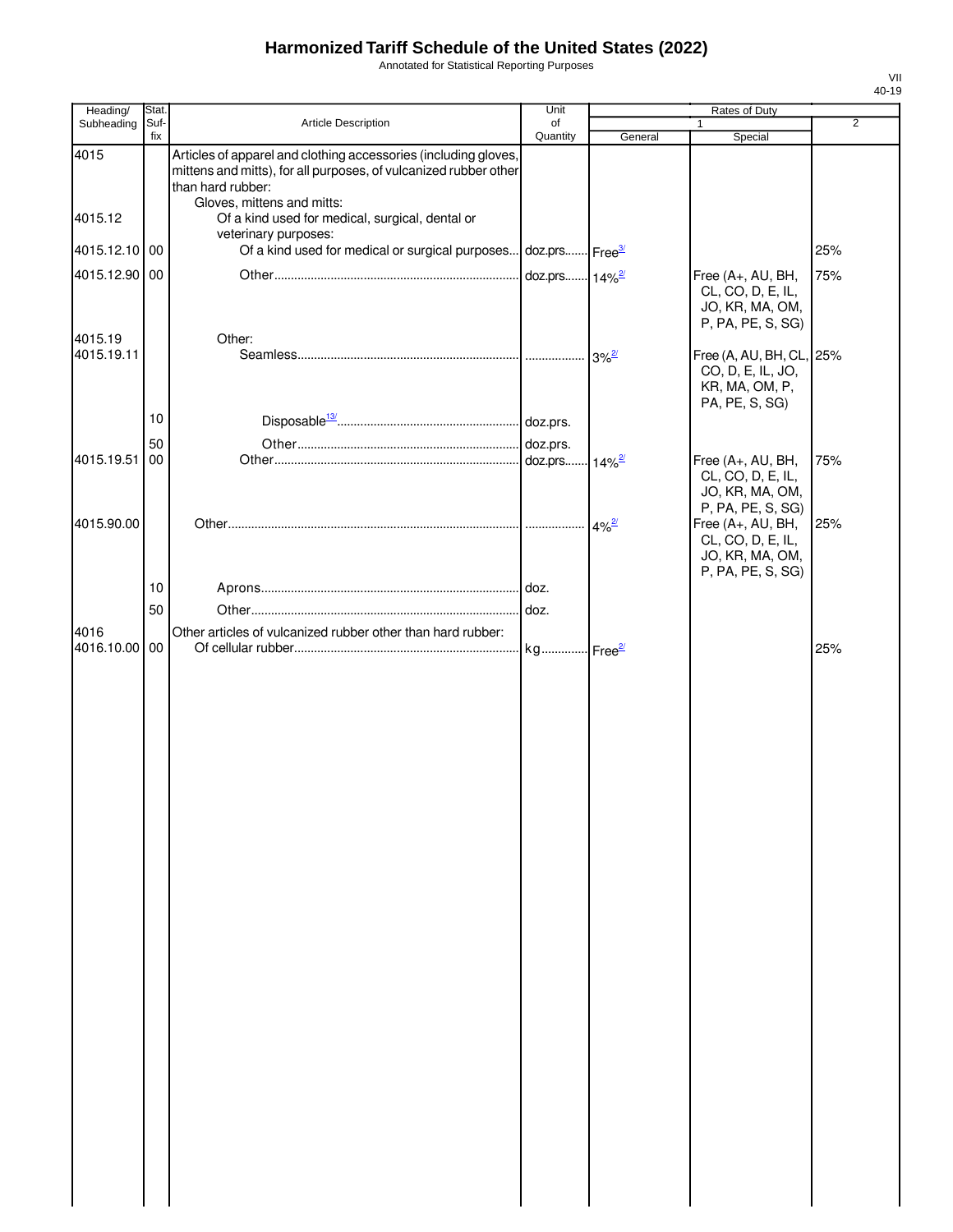# Harmonized Tariff Schedule of the United States (2022)

Annotated for Statistical Reporting Purposes

| Heading/ Subheading | Stat. Suf- fix | Article Description | Unit of Quantity | Rates of Duty 1 General | Special | 2 |
|---|---|---|---|---|---|---|
| 4015 | | Articles of apparel and clothing accessories (including gloves, mittens and mitts), for all purposes, of vulcanized rubber other than hard rubber: | | | | |
| | | Gloves, mittens and mitts: | | | | |
| 4015.12 | | Of a kind used for medical, surgical, dental or veterinary purposes: | | | | |
| 4015.12.10 | 00 | Of a kind used for medical or surgical purposes | doz.prs. | Free[3/] | | 25% |
| 4015.12.90 | 00 | Other | doz.prs. | 14%[2/] | Free (A+, AU, BH, CL, CO, D, E, IL, JO, KR, MA, OM, P, PA, PE, S, SG) | 75% |
| 4015.19 | | Other: | | | | |
| 4015.19.11 | | Seamless | | 3%[2/] | Free (A, AU, BH, CL, CO, D, E, IL, JO, KR, MA, OM, P, PA, PE, S, SG) | 25% |
| | 10 | Disposable[13/] | doz.prs. | | | |
| | 50 | Other | doz.prs. | | | |
| 4015.19.51 | 00 | Other | doz.prs. | 14%[2/] | Free (A+, AU, BH, CL, CO, D, E, IL, JO, KR, MA, OM, P, PA, PE, S, SG) | 75% |
| 4015.90.00 | | Other | | 4%[2/] | Free (A+, AU, BH, CL, CO, D, E, IL, JO, KR, MA, OM, P, PA, PE, S, SG) | 25% |
| | 10 | Aprons | doz. | | | |
| | 50 | Other | doz. | | | |
| 4016 | | Other articles of vulcanized rubber other than hard rubber: | | | | |
| 4016.10.00 | 00 | Of cellular rubber | kg | Free[2/] | | 25% |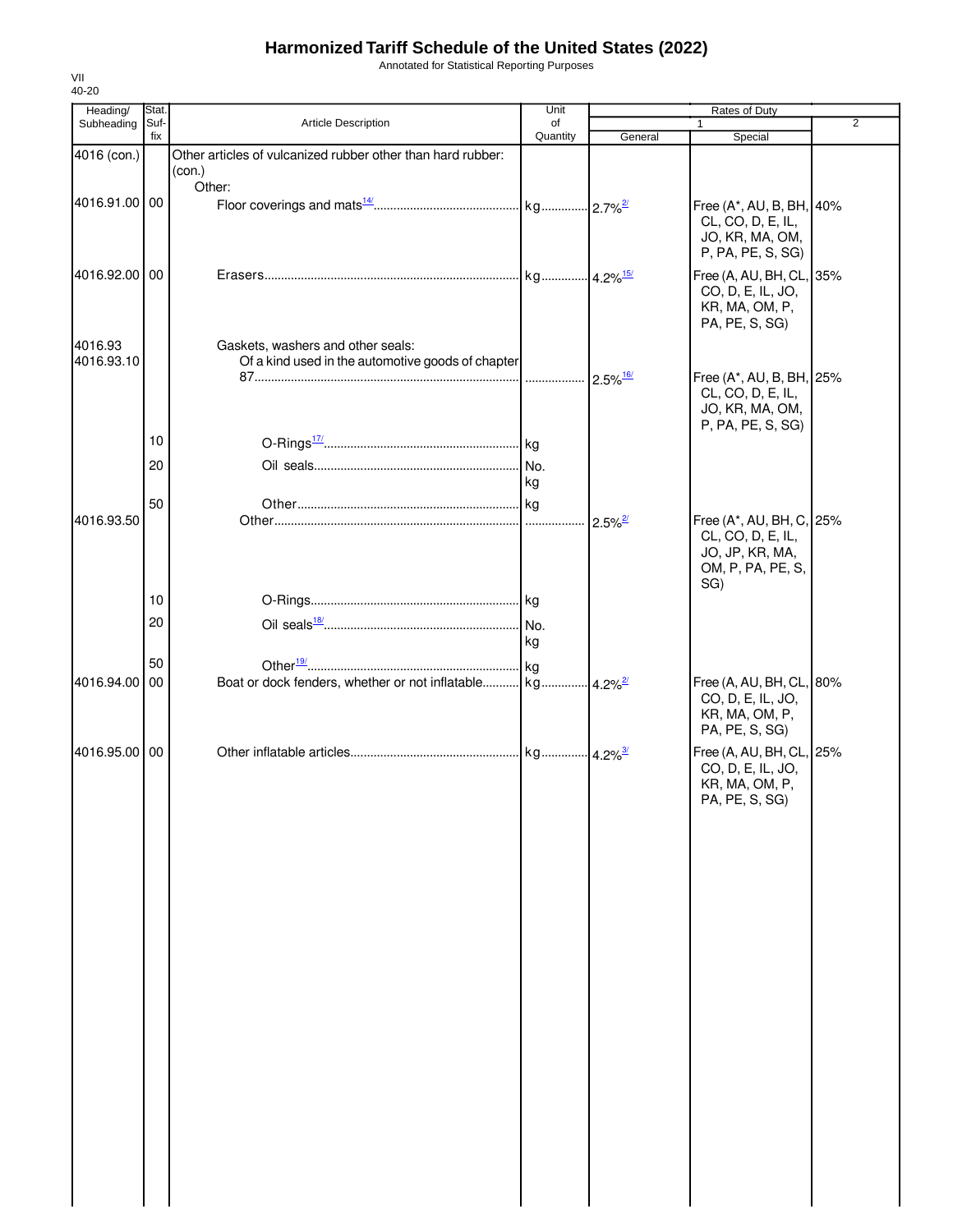# Harmonized Tariff Schedule of the United States (2022)

Annotated for Statistical Reporting Purposes

VII
40-20

| Heading/ Subheading | Stat. Suf- fix | Article Description | Unit of Quantity | Rates of Duty 1 General | Special | 2 |
|---|---|---|---|---|---|---|
| 4016 (con.) | | Other articles of vulcanized rubber other than hard rubber: (con.) | | | | |
| | | Other: | | | | |
| 4016.91.00 | 00 | Floor coverings and mats[14/] | kg | 2.7%[2/] | Free (A*, AU, B, BH, CL, CO, D, E, IL, JO, KR, MA, OM, P, PA, PE, S, SG) | 40% |
| 4016.92.00 | 00 | Erasers | kg | 4.2%[15/] | Free (A, AU, BH, CL, CO, D, E, IL, JO, KR, MA, OM, P, PA, PE, S, SG) | 35% |
| 4016.93 | | Gaskets, washers and other seals: | | | | |
| 4016.93.10 | | Of a kind used in the automotive goods of chapter 87 | | 2.5%[16/] | Free (A*, AU, B, BH, CL, CO, D, E, IL, JO, KR, MA, OM, P, PA, PE, S, SG) | 25% |
| | 10 | O-Rings[17/] | kg | | | |
| | 20 | Oil seals | No. kg | | | |
| | 50 | Other | kg | | | |
| 4016.93.50 | | Other | | 2.5%[2/] | Free (A*, AU, BH, C, CL, CO, D, E, IL, JO, JP, KR, MA, OM, P, PA, PE, S, SG) | 25% |
| | 10 | O-Rings | kg | | | |
| | 20 | Oil seals[18/] | No. kg | | | |
| | 50 | Other[19/] | kg | | | |
| 4016.94.00 | 00 | Boat or dock fenders, whether or not inflatable | kg | 4.2%[2/] | Free (A, AU, BH, CL, CO, D, E, IL, JO, KR, MA, OM, P, PA, PE, S, SG) | 80% |
| 4016.95.00 | 00 | Other inflatable articles | kg | 4.2%[3/] | Free (A, AU, BH, CL, CO, D, E, IL, JO, KR, MA, OM, P, PA, PE, S, SG) | 25% |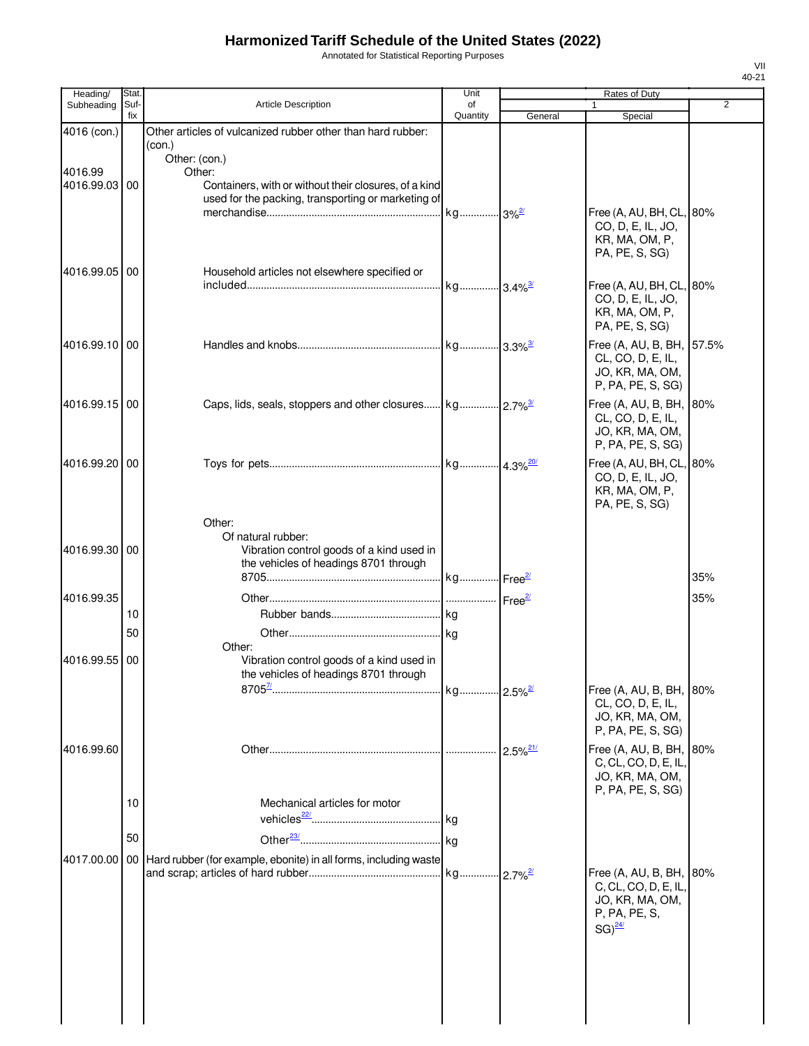# Harmonized Tariff Schedule of the United States (2022)

Annotated for Statistical Reporting Purposes

| Heading/ Subheading | Stat. Suf- fix | Article Description | Unit of Quantity | Rates of Duty 1 General | Rates of Duty 1 Special | Rates of Duty 2 |
|---|---|---|---|---|---|---|
| 4016 (con.) | | Other articles of vulcanized rubber other than hard rubber: (con.) | | | | |
| | | Other: (con.) | | | | |
| 4016.99 | | Other: | | | | |
| 4016.99.03 | 00 | Containers, with or without their closures, of a kind used for the packing, transporting or marketing of merchandise | kg | 3%[2/] | Free (A, AU, BH, CL, CO, D, E, IL, JO, KR, MA, OM, P, PA, PE, S, SG) | 80% |
| 4016.99.05 | 00 | Household articles not elsewhere specified or included | kg | 3.4%[3/] | Free (A, AU, BH, CL, CO, D, E, IL, JO, KR, MA, OM, P, PA, PE, S, SG) | 80% |
| 4016.99.10 | 00 | Handles and knobs | kg | 3.3%[3/] | Free (A, AU, B, BH, CL, CO, D, E, IL, JO, KR, MA, OM, P, PA, PE, S, SG) | 57.5% |
| 4016.99.15 | 00 | Caps, lids, seals, stoppers and other closures | kg | 2.7%[3/] | Free (A, AU, B, BH, CL, CO, D, E, IL, JO, KR, MA, OM, P, PA, PE, S, SG) | 80% |
| 4016.99.20 | 00 | Toys for pets | kg | 4.3%[20/] | Free (A, AU, BH, CL, CO, D, E, IL, JO, KR, MA, OM, P, PA, PE, S, SG) | 80% |
| | | Other: | | | | |
| | | Of natural rubber: | | | | |
| 4016.99.30 | 00 | Vibration control goods of a kind used in the vehicles of headings 8701 through 8705 | kg | Free[2/] | | 35% |
| 4016.99.35 | | Other | | Free[2/] | | 35% |
| | 10 | Rubber bands | kg | | | |
| | 50 | Other | kg | | | |
| | | Other: | | | | |
| 4016.99.55 | 00 | Vibration control goods of a kind used in the vehicles of headings 8701 through 8705[7/] | kg | 2.5%[2/] | Free (A, AU, B, BH, CL, CO, D, E, IL, JO, KR, MA, OM, P, PA, PE, S, SG) | 80% |
| 4016.99.60 | | Other | | 2.5%[21/] | Free (A, AU, B, BH, C, CL, CO, D, E, IL, JO, KR, MA, OM, P, PA, PE, S, SG) | 80% |
| | 10 | Mechanical articles for motor vehicles[22/] | kg | | | |
| | 50 | Other[23/] | kg | | | |
| 4017.00.00 | 00 | Hard rubber (for example, ebonite) in all forms, including waste and scrap; articles of hard rubber | kg | 2.7%[2/] | Free (A, AU, B, BH, C, CL, CO, D, E, IL, JO, KR, MA, OM, P, PA, PE, S, SG)[24/] | 80% |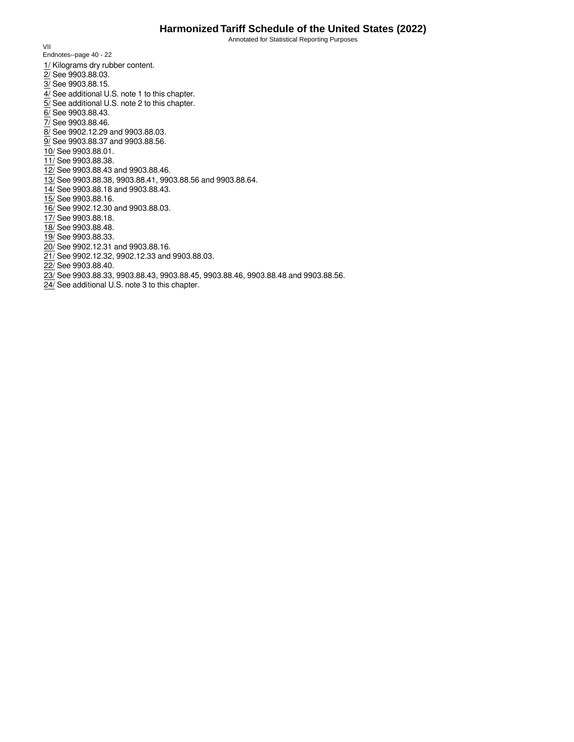VII

Endnotes--page 40 - 22

1/ Kilograms dry rubber content.
2/ See 9903.88.03.
3/ See 9903.88.15.
4/ See additional U.S. note 1 to this chapter.
5/ See additional U.S. note 2 to this chapter.
6/ See 9903.88.43.
7/ See 9903.88.46.
8/ See 9902.12.29 and 9903.88.03.
9/ See 9903.88.37 and 9903.88.56.
10/ See 9903.88.01.
11/ See 9903.88.38.
12/ See 9903.88.43 and 9903.88.46.
13/ See 9903.88.38, 9903.88.41, 9903.88.56 and 9903.88.64.
14/ See 9903.88.18 and 9903.88.43.
15/ See 9903.88.16.
16/ See 9902.12.30 and 9903.88.03.
17/ See 9903.88.18.
18/ See 9903.88.48.
19/ See 9903.88.33.
20/ See 9902.12.31 and 9903.88.16.
21/ See 9902.12.32, 9902.12.33 and 9903.88.03.
22/ See 9903.88.40.
23/ See 9903.88.33, 9903.88.43, 9903.88.45, 9903.88.46, 9903.88.48 and 9903.88.56.
24/ See additional U.S. note 3 to this chapter.